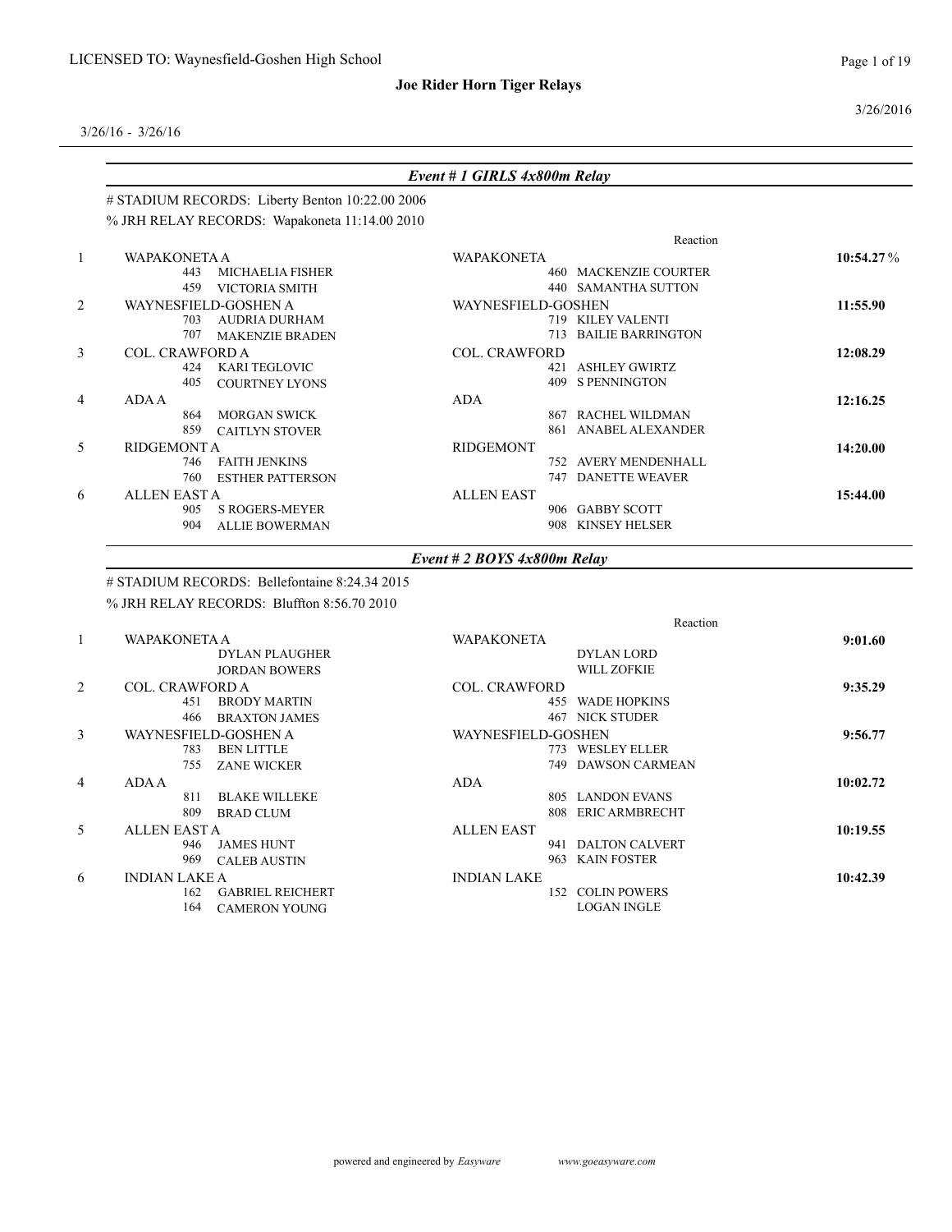LICENSED TO: Waynesfield-Goshen High School

**Joe Rider Horn Tiger Relays**

3/26/2016

3/26/16 - 3/26/16

### *Event # 1 GIRLS 4x800m Relay*

# STADIUM RECORDS: Liberty Benton 10:22.00 2006

% JRH RELAY RECORDS: Wapakoneta 11:14.00 2010

| Place | Relay | Team | Reaction | Time |
|---|---|---|---|---|
| 1 | WAPAKONETA A<br>443 MICHAELIA FISHER<br>459 VICTORIA SMITH | WAPAKONETA<br>460 MACKENZIE COURTER<br>440 SAMANTHA SUTTON | | **10:54.27** % |
| 2 | WAYNESFIELD-GOSHEN A<br>703 AUDRIA DURHAM<br>707 MAKENZIE BRADEN | WAYNESFIELD-GOSHEN<br>719 KILEY VALENTI<br>713 BAILIE BARRINGTON | | **11:55.90** |
| 3 | COL. CRAWFORD A<br>424 KARI TEGLOVIC<br>405 COURTNEY LYONS | COL. CRAWFORD<br>421 ASHLEY GWIRTZ<br>409 S PENNINGTON | | **12:08.29** |
| 4 | ADA A<br>864 MORGAN SWICK<br>859 CAITLYN STOVER | ADA<br>867 RACHEL WILDMAN<br>861 ANABEL ALEXANDER | | **12:16.25** |
| 5 | RIDGEMONT A<br>746 FAITH JENKINS<br>760 ESTHER PATTERSON | RIDGEMONT<br>752 AVERY MENDENHALL<br>747 DANETTE WEAVER | | **14:20.00** |
| 6 | ALLEN EAST A<br>905 S ROGERS-MEYER<br>904 ALLIE BOWERMAN | ALLEN EAST<br>906 GABBY SCOTT<br>908 KINSEY HELSER | | **15:44.00** |

### *Event # 2 BOYS 4x800m Relay*

# STADIUM RECORDS: Bellefontaine 8:24.34 2015

% JRH RELAY RECORDS: Bluffton 8:56.70 2010

| Place | Relay | Team | Reaction | Time |
|---|---|---|---|---|
| 1 | WAPAKONETA A<br>DYLAN PLAUGHER<br>JORDAN BOWERS | WAPAKONETA<br>DYLAN LORD<br>WILL ZOFKIE | | **9:01.60** |
| 2 | COL. CRAWFORD A<br>451 BRODY MARTIN<br>466 BRAXTON JAMES | COL. CRAWFORD<br>455 WADE HOPKINS<br>467 NICK STUDER | | **9:35.29** |
| 3 | WAYNESFIELD-GOSHEN A<br>783 BEN LITTLE<br>755 ZANE WICKER | WAYNESFIELD-GOSHEN<br>773 WESLEY ELLER<br>749 DAWSON CARMEAN | | **9:56.77** |
| 4 | ADA A<br>811 BLAKE WILLEKE<br>809 BRAD CLUM | ADA<br>805 LANDON EVANS<br>808 ERIC ARMBRECHT | | **10:02.72** |
| 5 | ALLEN EAST A<br>946 JAMES HUNT<br>969 CALEB AUSTIN | ALLEN EAST<br>941 DALTON CALVERT<br>963 KAIN FOSTER | | **10:19.55** |
| 6 | INDIAN LAKE A<br>162 GABRIEL REICHERT<br>164 CAMERON YOUNG | INDIAN LAKE<br>152 COLIN POWERS<br>LOGAN INGLE | | **10:42.39** |

powered and engineered by *Easyware* www.goeasyware.com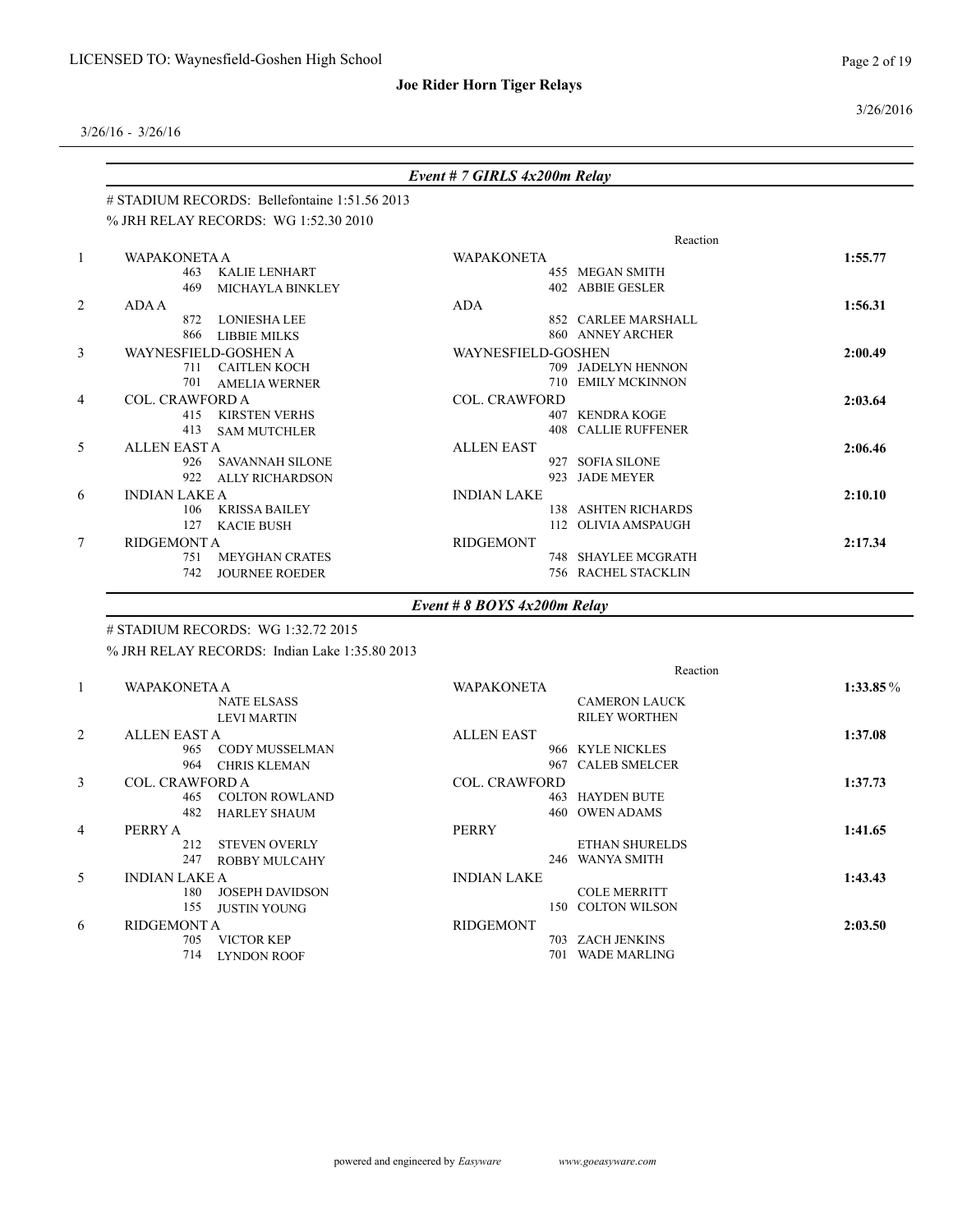**Joe Rider Horn Tiger Relays**

3/26/16 - 3/26/16

## Event # 7 GIRLS 4x200m Relay

# STADIUM RECORDS: Bellefontaine 1:51.56 2013

% JRH RELAY RECORDS: WG 1:52.30 2010

| Place | Team | Team | Reaction | Time |
|---|---|---|---|---|
| 1 | WAPAKONETA A | WAPAKONETA | | 1:55.77 |
| | 463 KALIE LENHART | 455 MEGAN SMITH | | |
| | 469 MICHAYLA BINKLEY | 402 ABBIE GESLER | | |
| 2 | ADA A | ADA | | 1:56.31 |
| | 872 LONIESHA LEE | 852 CARLEE MARSHALL | | |
| | 866 LIBBIE MILKS | 860 ANNEY ARCHER | | |
| 3 | WAYNESFIELD-GOSHEN A | WAYNESFIELD-GOSHEN | | 2:00.49 |
| | 711 CAITLEN KOCH | 709 JADELYN HENNON | | |
| | 701 AMELIA WERNER | 710 EMILY MCKINNON | | |
| 4 | COL. CRAWFORD A | COL. CRAWFORD | | 2:03.64 |
| | 415 KIRSTEN VERHS | 407 KENDRA KOGE | | |
| | 413 SAM MUTCHLER | 408 CALLIE RUFFENER | | |
| 5 | ALLEN EAST A | ALLEN EAST | | 2:06.46 |
| | 926 SAVANNAH SILONE | 927 SOFIA SILONE | | |
| | 922 ALLY RICHARDSON | 923 JADE MEYER | | |
| 6 | INDIAN LAKE A | INDIAN LAKE | | 2:10.10 |
| | 106 KRISSA BAILEY | 138 ASHTEN RICHARDS | | |
| | 127 KACIE BUSH | 112 OLIVIA AMSPAUGH | | |
| 7 | RIDGEMONT A | RIDGEMONT | | 2:17.34 |
| | 751 MEYGHAN CRATES | 748 SHAYLEE MCGRATH | | |
| | 742 JOURNEE ROEDER | 756 RACHEL STACKLIN | | |

## Event # 8 BOYS 4x200m Relay

# STADIUM RECORDS: WG 1:32.72 2015

% JRH RELAY RECORDS: Indian Lake 1:35.80 2013

| Place | Team | Team | Reaction | Time |
|---|---|---|---|---|
| 1 | WAPAKONETA A | WAPAKONETA | | 1:33.85 % |
| | NATE ELSASS | CAMERON LAUCK | | |
| | LEVI MARTIN | RILEY WORTHEN | | |
| 2 | ALLEN EAST A | ALLEN EAST | | 1:37.08 |
| | 965 CODY MUSSELMAN | 966 KYLE NICKLES | | |
| | 964 CHRIS KLEMAN | 967 CALEB SMELCER | | |
| 3 | COL. CRAWFORD A | COL. CRAWFORD | | 1:37.73 |
| | 465 COLTON ROWLAND | 463 HAYDEN BUTE | | |
| | 482 HARLEY SHAUM | 460 OWEN ADAMS | | |
| 4 | PERRY A | PERRY | | 1:41.65 |
| | 212 STEVEN OVERLY | ETHAN SHURELDS | | |
| | 247 ROBBY MULCAHY | 246 WANYA SMITH | | |
| 5 | INDIAN LAKE A | INDIAN LAKE | | 1:43.43 |
| | 180 JOSEPH DAVIDSON | COLE MERRITT | | |
| | 155 JUSTIN YOUNG | 150 COLTON WILSON | | |
| 6 | RIDGEMONT A | RIDGEMONT | | 2:03.50 |
| | 705 VICTOR KEP | 703 ZACH JENKINS | | |
| | 714 LYNDON ROOF | 701 WADE MARLING | | |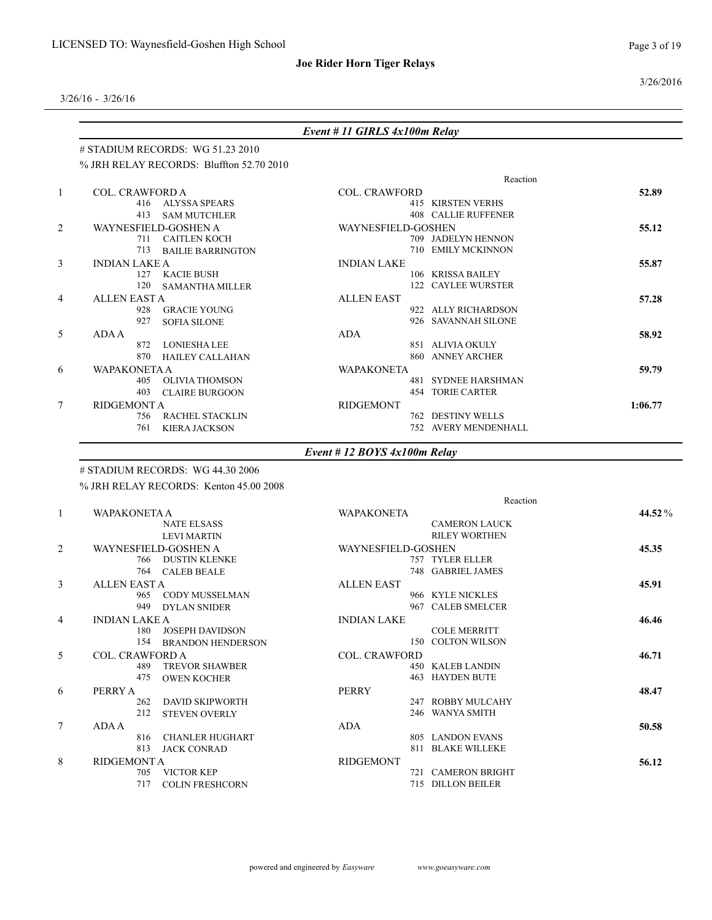3/26/16 - 3/26/16

## Event # 11 GIRLS 4x100m Relay

# STADIUM RECORDS: WG 51.23 2010

% JRH RELAY RECORDS: Bluffton 52.70 2010

| Place | Team | Relay | Reaction | Time |
|---|---|---|---|---|
| 1 | COL. CRAWFORD A | COL. CRAWFORD | | 52.89 |
| | 416 ALYSSA SPEARS | 415 KIRSTEN VERHS | | |
| | 413 SAM MUTCHLER | 408 CALLIE RUFFENER | | |
| 2 | WAYNESFIELD-GOSHEN A | WAYNESFIELD-GOSHEN | | 55.12 |
| | 711 CAITLEN KOCH | 709 JADELYN HENNON | | |
| | 713 BAILIE BARRINGTON | 710 EMILY MCKINNON | | |
| 3 | INDIAN LAKE A | INDIAN LAKE | | 55.87 |
| | 127 KACIE BUSH | 106 KRISSA BAILEY | | |
| | 120 SAMANTHA MILLER | 122 CAYLEE WURSTER | | |
| 4 | ALLEN EAST A | ALLEN EAST | | 57.28 |
| | 928 GRACIE YOUNG | 922 ALLY RICHARDSON | | |
| | 927 SOFIA SILONE | 926 SAVANNAH SILONE | | |
| 5 | ADA A | ADA | | 58.92 |
| | 872 LONIESHA LEE | 851 ALIVIA OKULY | | |
| | 870 HAILEY CALLAHAN | 860 ANNEY ARCHER | | |
| 6 | WAPAKONETA A | WAPAKONETA | | 59.79 |
| | 405 OLIVIA THOMSON | 481 SYDNEE HARSHMAN | | |
| | 403 CLAIRE BURGOON | 454 TORIE CARTER | | |
| 7 | RIDGEMONT A | RIDGEMONT | | 1:06.77 |
| | 756 RACHEL STACKLIN | 762 DESTINY WELLS | | |
| | 761 KIERA JACKSON | 752 AVERY MENDENHALL | | |

## Event # 12 BOYS 4x100m Relay

# STADIUM RECORDS: WG 44.30 2006

% JRH RELAY RECORDS: Kenton 45.00 2008

| Place | Team | Relay | Reaction | Time |
|---|---|---|---|---|
| 1 | WAPAKONETA A | WAPAKONETA | | 44.52 % |
| | NATE ELSASS | CAMERON LAUCK | | |
| | LEVI MARTIN | RILEY WORTHEN | | |
| 2 | WAYNESFIELD-GOSHEN A | WAYNESFIELD-GOSHEN | | 45.35 |
| | 766 DUSTIN KLENKE | 757 TYLER ELLER | | |
| | 764 CALEB BEALE | 748 GABRIEL JAMES | | |
| 3 | ALLEN EAST A | ALLEN EAST | | 45.91 |
| | 965 CODY MUSSELMAN | 966 KYLE NICKLES | | |
| | 949 DYLAN SNIDER | 967 CALEB SMELCER | | |
| 4 | INDIAN LAKE A | INDIAN LAKE | | 46.46 |
| | 180 JOSEPH DAVIDSON | COLE MERRITT | | |
| | 154 BRANDON HENDERSON | 150 COLTON WILSON | | |
| 5 | COL. CRAWFORD A | COL. CRAWFORD | | 46.71 |
| | 489 TREVOR SHAWBER | 450 KALEB LANDIN | | |
| | 475 OWEN KOCHER | 463 HAYDEN BUTE | | |
| 6 | PERRY A | PERRY | | 48.47 |
| | 262 DAVID SKIPWORTH | 247 ROBBY MULCAHY | | |
| | 212 STEVEN OVERLY | 246 WANYA SMITH | | |
| 7 | ADA A | ADA | | 50.58 |
| | 816 CHANLER HUGHART | 805 LANDON EVANS | | |
| | 813 JACK CONRAD | 811 BLAKE WILLEKE | | |
| 8 | RIDGEMONT A | RIDGEMONT | | 56.12 |
| | 705 VICTOR KEP | 721 CAMERON BRIGHT | | |
| | 717 COLIN FRESHCORN | 715 DILLON BEILER | | |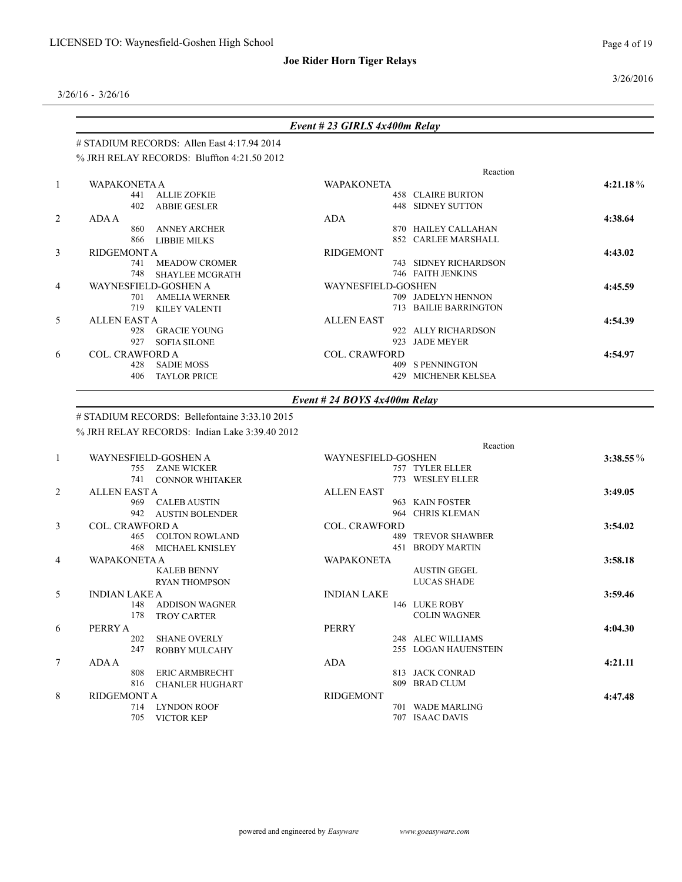## Event # 23 GIRLS 4x400m Relay

# STADIUM RECORDS: Allen East 4:17.94 2014

% JRH RELAY RECORDS: Bluffton 4:21.50 2012

| Place | Team | Relay | | Reaction | Time |
|---|---|---|---|---|---|
| 1 | WAPAKONETA A | WAPAKONETA | | | 4:21.18% |
| | 441 ALLIE ZOFKIE | 458 CLAIRE BURTON | | | |
| | 402 ABBIE GESLER | 448 SIDNEY SUTTON | | | |
| 2 | ADA A | ADA | | | 4:38.64 |
| | 860 ANNEY ARCHER | 870 HAILEY CALLAHAN | | | |
| | 866 LIBBIE MILKS | 852 CARLEE MARSHALL | | | |
| 3 | RIDGEMONT A | RIDGEMONT | | | 4:43.02 |
| | 741 MEADOW CROMER | 743 SIDNEY RICHARDSON | | | |
| | 748 SHAYLEE MCGRATH | 746 FAITH JENKINS | | | |
| 4 | WAYNESFIELD-GOSHEN A | WAYNESFIELD-GOSHEN | | | 4:45.59 |
| | 701 AMELIA WERNER | 709 JADELYN HENNON | | | |
| | 719 KILEY VALENTI | 713 BAILIE BARRINGTON | | | |
| 5 | ALLEN EAST A | ALLEN EAST | | | 4:54.39 |
| | 928 GRACIE YOUNG | 922 ALLY RICHARDSON | | | |
| | 927 SOFIA SILONE | 923 JADE MEYER | | | |
| 6 | COL. CRAWFORD A | COL. CRAWFORD | | | 4:54.97 |
| | 428 SADIE MOSS | 409 S PENNINGTON | | | |
| | 406 TAYLOR PRICE | 429 MICHENER KELSEA | | | |

## Event # 24 BOYS 4x400m Relay

# STADIUM RECORDS: Bellefontaine 3:33.10 2015

% JRH RELAY RECORDS: Indian Lake 3:39.40 2012

| Place | Team | Relay | | Reaction | Time |
|---|---|---|---|---|---|
| 1 | WAYNESFIELD-GOSHEN A | WAYNESFIELD-GOSHEN | | | 3:38.55% |
| | 755 ZANE WICKER | 757 TYLER ELLER | | | |
| | 741 CONNOR WHITAKER | 773 WESLEY ELLER | | | |
| 2 | ALLEN EAST A | ALLEN EAST | | | 3:49.05 |
| | 969 CALEB AUSTIN | 963 KAIN FOSTER | | | |
| | 942 AUSTIN BOLENDER | 964 CHRIS KLEMAN | | | |
| 3 | COL. CRAWFORD A | COL. CRAWFORD | | | 3:54.02 |
| | 465 COLTON ROWLAND | 489 TREVOR SHAWBER | | | |
| | 468 MICHAEL KNISLEY | 451 BRODY MARTIN | | | |
| 4 | WAPAKONETA A | WAPAKONETA | | | 3:58.18 |
| | KALEB BENNY | AUSTIN GEGEL | | | |
| | RYAN THOMPSON | LUCAS SHADE | | | |
| 5 | INDIAN LAKE A | INDIAN LAKE | | | 3:59.46 |
| | 148 ADDISON WAGNER | 146 LUKE ROBY | | | |
| | 178 TROY CARTER | COLIN WAGNER | | | |
| 6 | PERRY A | PERRY | | | 4:04.30 |
| | 202 SHANE OVERLY | 248 ALEC WILLIAMS | | | |
| | 247 ROBBY MULCAHY | 255 LOGAN HAUENSTEIN | | | |
| 7 | ADA A | ADA | | | 4:21.11 |
| | 808 ERIC ARMBRECHT | 813 JACK CONRAD | | | |
| | 816 CHANLER HUGHART | 809 BRAD CLUM | | | |
| 8 | RIDGEMONT A | RIDGEMONT | | | 4:47.48 |
| | 714 LYNDON ROOF | 701 WADE MARLING | | | |
| | 705 VICTOR KEP | 707 ISAAC DAVIS | | | |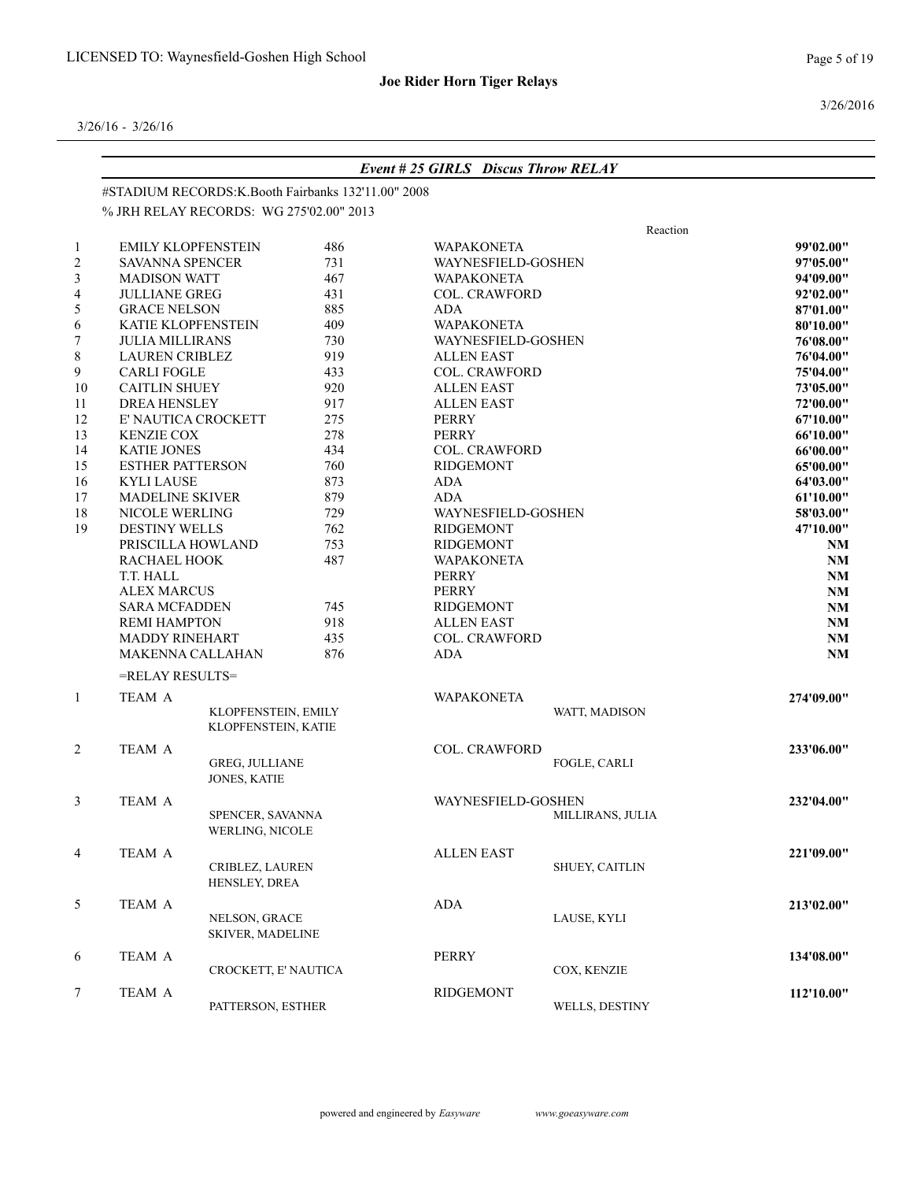LICENSED TO: Waynesfield-Goshen High School

**Joe Rider Horn Tiger Relays**

3/26/16 - 3/26/16

### *Event # 25 GIRLS Discus Throw RELAY*

#STADIUM RECORDS:K.Booth Fairbanks 132'11.00" 2008

% JRH RELAY RECORDS: WG 275'02.00" 2013

| Place | Name | No. | School | Reaction | Mark |
|---|---|---|---|---|---|
| 1 | EMILY KLOPFENSTEIN | 486 | WAPAKONETA | | **99'02.00"** |
| 2 | SAVANNA SPENCER | 731 | WAYNESFIELD-GOSHEN | | **97'05.00"** |
| 3 | MADISON WATT | 467 | WAPAKONETA | | **94'09.00"** |
| 4 | JULLIANE GREG | 431 | COL. CRAWFORD | | **92'02.00"** |
| 5 | GRACE NELSON | 885 | ADA | | **87'01.00"** |
| 6 | KATIE KLOPFENSTEIN | 409 | WAPAKONETA | | **80'10.00"** |
| 7 | JULIA MILLIRANS | 730 | WAYNESFIELD-GOSHEN | | **76'08.00"** |
| 8 | LAUREN CRIBLEZ | 919 | ALLEN EAST | | **76'04.00"** |
| 9 | CARLI FOGLE | 433 | COL. CRAWFORD | | **75'04.00"** |
| 10 | CAITLIN SHUEY | 920 | ALLEN EAST | | **73'05.00"** |
| 11 | DREA HENSLEY | 917 | ALLEN EAST | | **72'00.00"** |
| 12 | E' NAUTICA CROCKETT | 275 | PERRY | | **67'10.00"** |
| 13 | KENZIE COX | 278 | PERRY | | **66'10.00"** |
| 14 | KATIE JONES | 434 | COL. CRAWFORD | | **66'00.00"** |
| 15 | ESTHER PATTERSON | 760 | RIDGEMONT | | **65'00.00"** |
| 16 | KYLI LAUSE | 873 | ADA | | **64'03.00"** |
| 17 | MADELINE SKIVER | 879 | ADA | | **61'10.00"** |
| 18 | NICOLE WERLING | 729 | WAYNESFIELD-GOSHEN | | **58'03.00"** |
| 19 | DESTINY WELLS | 762 | RIDGEMONT | | **47'10.00"** |
| | PRISCILLA HOWLAND | 753 | RIDGEMONT | | **NM** |
| | RACHAEL HOOK | 487 | WAPAKONETA | | **NM** |
| | T.T. HALL | | PERRY | | **NM** |
| | ALEX MARCUS | | PERRY | | **NM** |
| | SARA MCFADDEN | 745 | RIDGEMONT | | **NM** |
| | REMI HAMPTON | 918 | ALLEN EAST | | **NM** |
| | MADDY RINEHART | 435 | COL. CRAWFORD | | **NM** |
| | MAKENNA CALLAHAN | 876 | ADA | | **NM** |

=RELAY RESULTS=

| Place | Team | School | Athletes | Mark |
|---|---|---|---|---|
| 1 | TEAM A | WAPAKONETA | KLOPFENSTEIN, EMILY; WATT, MADISON; KLOPFENSTEIN, KATIE | **274'09.00"** |
| 2 | TEAM A | COL. CRAWFORD | GREG, JULLIANE; FOGLE, CARLI; JONES, KATIE | **233'06.00"** |
| 3 | TEAM A | WAYNESFIELD-GOSHEN | SPENCER, SAVANNA; MILLIRANS, JULIA; WERLING, NICOLE | **232'04.00"** |
| 4 | TEAM A | ALLEN EAST | CRIBLEZ, LAUREN; SHUEY, CAITLIN; HENSLEY, DREA | **221'09.00"** |
| 5 | TEAM A | ADA | NELSON, GRACE; LAUSE, KYLI; SKIVER, MADELINE | **213'02.00"** |
| 6 | TEAM A | PERRY | CROCKETT, E' NAUTICA; COX, KENZIE | **134'08.00"** |
| 7 | TEAM A | RIDGEMONT | PATTERSON, ESTHER; WELLS, DESTINY | **112'10.00"** |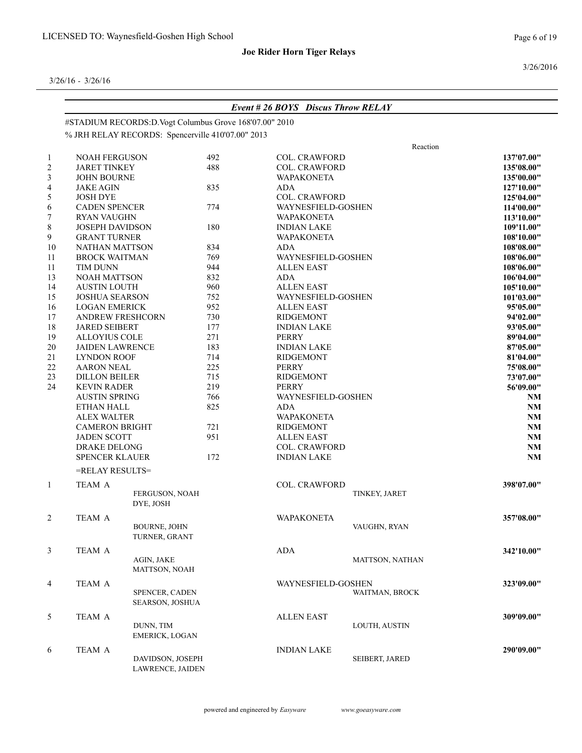LICENSED TO: Waynesfield-Goshen High School

**Joe Rider Horn Tiger Relays**

3/26/16 - 3/26/16

3/26/2016

### *Event # 26 BOYS Discus Throw RELAY*

#STADIUM RECORDS:D.Vogt Columbus Grove 168'07.00" 2010

% JRH RELAY RECORDS: Spencerville 410'07.00" 2013

| Place | Name | No. | School | Reaction | Mark |
|---|---|---|---|---|---|
| 1 | NOAH FERGUSON | 492 | COL. CRAWFORD | | **137'07.00"** |
| 2 | JARET TINKEY | 488 | COL. CRAWFORD | | **135'08.00"** |
| 3 | JOHN BOURNE | | WAPAKONETA | | **135'00.00"** |
| 4 | JAKE AGIN | 835 | ADA | | **127'10.00"** |
| 5 | JOSH DYE | | COL. CRAWFORD | | **125'04.00"** |
| 6 | CADEN SPENCER | 774 | WAYNESFIELD-GOSHEN | | **114'00.00"** |
| 7 | RYAN VAUGHN | | WAPAKONETA | | **113'10.00"** |
| 8 | JOSEPH DAVIDSON | 180 | INDIAN LAKE | | **109'11.00"** |
| 9 | GRANT TURNER | | WAPAKONETA | | **108'10.00"** |
| 10 | NATHAN MATTSON | 834 | ADA | | **108'08.00"** |
| 11 | BROCK WAITMAN | 769 | WAYNESFIELD-GOSHEN | | **108'06.00"** |
| 11 | TIM DUNN | 944 | ALLEN EAST | | **108'06.00"** |
| 13 | NOAH MATTSON | 832 | ADA | | **106'04.00"** |
| 14 | AUSTIN LOUTH | 960 | ALLEN EAST | | **105'10.00"** |
| 15 | JOSHUA SEARSON | 752 | WAYNESFIELD-GOSHEN | | **101'03.00"** |
| 16 | LOGAN EMERICK | 952 | ALLEN EAST | | **95'05.00"** |
| 17 | ANDREW FRESHCORN | 730 | RIDGEMONT | | **94'02.00"** |
| 18 | JARED SEIBERT | 177 | INDIAN LAKE | | **93'05.00"** |
| 19 | ALLOYIUS COLE | 271 | PERRY | | **89'04.00"** |
| 20 | JAIDEN LAWRENCE | 183 | INDIAN LAKE | | **87'05.00"** |
| 21 | LYNDON ROOF | 714 | RIDGEMONT | | **81'04.00"** |
| 22 | AARON NEAL | 225 | PERRY | | **75'08.00"** |
| 23 | DILLON BEILER | 715 | RIDGEMONT | | **73'07.00"** |
| 24 | KEVIN RADER | 219 | PERRY | | **56'09.00"** |
| | AUSTIN SPRING | 766 | WAYNESFIELD-GOSHEN | | **NM** |
| | ETHAN HALL | 825 | ADA | | **NM** |
| | ALEX WALTER | | WAPAKONETA | | **NM** |
| | CAMERON BRIGHT | 721 | RIDGEMONT | | **NM** |
| | JADEN SCOTT | 951 | ALLEN EAST | | **NM** |
| | DRAKE DELONG | | COL. CRAWFORD | | **NM** |
| | SPENCER KLAUER | 172 | INDIAN LAKE | | **NM** |

=RELAY RESULTS=

| Place | Team | School | Athletes | Mark |
|---|---|---|---|---|
| 1 | TEAM A | COL. CRAWFORD | FERGUSON, NOAH; TINKEY, JARET; DYE, JOSH | **398'07.00"** |
| 2 | TEAM A | WAPAKONETA | BOURNE, JOHN; VAUGHN, RYAN; TURNER, GRANT | **357'08.00"** |
| 3 | TEAM A | ADA | AGIN, JAKE; MATTSON, NATHAN; MATTSON, NOAH | **342'10.00"** |
| 4 | TEAM A | WAYNESFIELD-GOSHEN | SPENCER, CADEN; WAITMAN, BROCK; SEARSON, JOSHUA | **323'09.00"** |
| 5 | TEAM A | ALLEN EAST | DUNN, TIM; LOUTH, AUSTIN; EMERICK, LOGAN | **309'09.00"** |
| 6 | TEAM A | INDIAN LAKE | DAVIDSON, JOSEPH; SEIBERT, JARED; LAWRENCE, JAIDEN | **290'09.00"** |

powered and engineered by *Easyware* www.goeasyware.com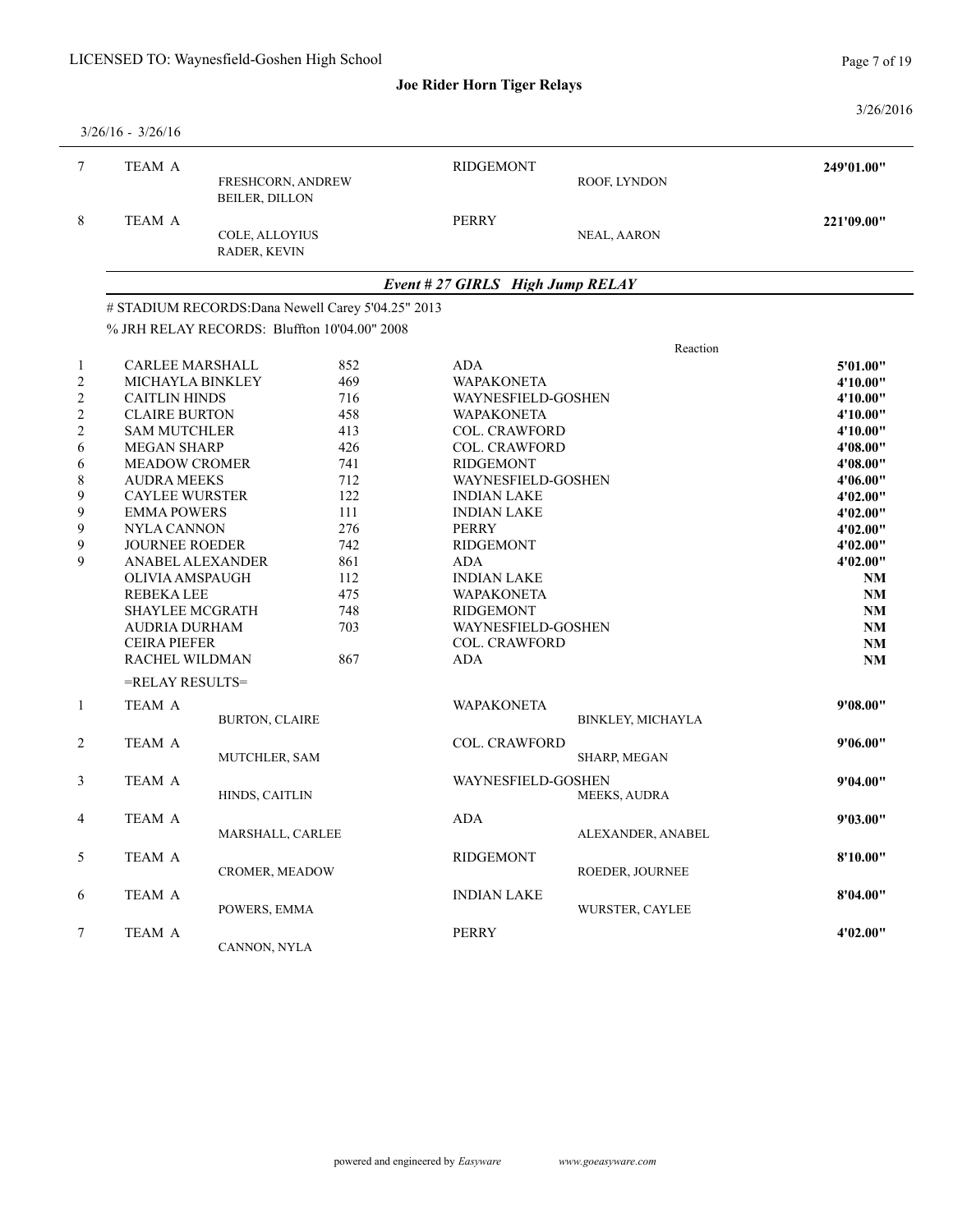LICENSED TO: Waynesfield-Goshen High School

**Joe Rider Horn Tiger Relays**

3/26/16 - 3/26/16

| | | | | |
|---|---|---|---|---|
| 7 | TEAM A | RIDGEMONT | | **249'01.00"** |
| | FRESHCORN, ANDREW | | ROOF, LYNDON | |
| | BEILER, DILLON | | | |
| 8 | TEAM A | PERRY | | **221'09.00"** |
| | COLE, ALLOYIUS | | NEAL, AARON | |
| | RADER, KEVIN | | | |

## *Event # 27 GIRLS High Jump RELAY*

# STADIUM RECORDS:Dana Newell Carey 5'04.25" 2013

% JRH RELAY RECORDS: Bluffton 10'04.00" 2008

| | Name | # | School | Reaction | Mark |
|---|---|---|---|---|---|
| 1 | CARLEE MARSHALL | 852 | ADA | | **5'01.00"** |
| 2 | MICHAYLA BINKLEY | 469 | WAPAKONETA | | **4'10.00"** |
| 2 | CAITLIN HINDS | 716 | WAYNESFIELD-GOSHEN | | **4'10.00"** |
| 2 | CLAIRE BURTON | 458 | WAPAKONETA | | **4'10.00"** |
| 2 | SAM MUTCHLER | 413 | COL. CRAWFORD | | **4'10.00"** |
| 6 | MEGAN SHARP | 426 | COL. CRAWFORD | | **4'08.00"** |
| 6 | MEADOW CROMER | 741 | RIDGEMONT | | **4'08.00"** |
| 8 | AUDRA MEEKS | 712 | WAYNESFIELD-GOSHEN | | **4'06.00"** |
| 9 | CAYLEE WURSTER | 122 | INDIAN LAKE | | **4'02.00"** |
| 9 | EMMA POWERS | 111 | INDIAN LAKE | | **4'02.00"** |
| 9 | NYLA CANNON | 276 | PERRY | | **4'02.00"** |
| 9 | JOURNEE ROEDER | 742 | RIDGEMONT | | **4'02.00"** |
| 9 | ANABEL ALEXANDER | 861 | ADA | | **4'02.00"** |
| | OLIVIA AMSPAUGH | 112 | INDIAN LAKE | | **NM** |
| | REBEKA LEE | 475 | WAPAKONETA | | **NM** |
| | SHAYLEE MCGRATH | 748 | RIDGEMONT | | **NM** |
| | AUDRIA DURHAM | 703 | WAYNESFIELD-GOSHEN | | **NM** |
| | CEIRA PIEFER | | COL. CRAWFORD | | **NM** |
| | RACHEL WILDMAN | 867 | ADA | | **NM** |

=RELAY RESULTS=

| | | | | |
|---|---|---|---|---|
| 1 | TEAM A | WAPAKONETA | | **9'08.00"** |
| | BURTON, CLAIRE | | BINKLEY, MICHAYLA | |
| 2 | TEAM A | COL. CRAWFORD | | **9'06.00"** |
| | MUTCHLER, SAM | | SHARP, MEGAN | |
| 3 | TEAM A | WAYNESFIELD-GOSHEN | | **9'04.00"** |
| | HINDS, CAITLIN | | MEEKS, AUDRA | |
| 4 | TEAM A | ADA | | **9'03.00"** |
| | MARSHALL, CARLEE | | ALEXANDER, ANABEL | |
| 5 | TEAM A | RIDGEMONT | | **8'10.00"** |
| | CROMER, MEADOW | | ROEDER, JOURNEE | |
| 6 | TEAM A | INDIAN LAKE | | **8'04.00"** |
| | POWERS, EMMA | | WURSTER, CAYLEE | |
| 7 | TEAM A | PERRY | | **4'02.00"** |
| | CANNON, NYLA | | | |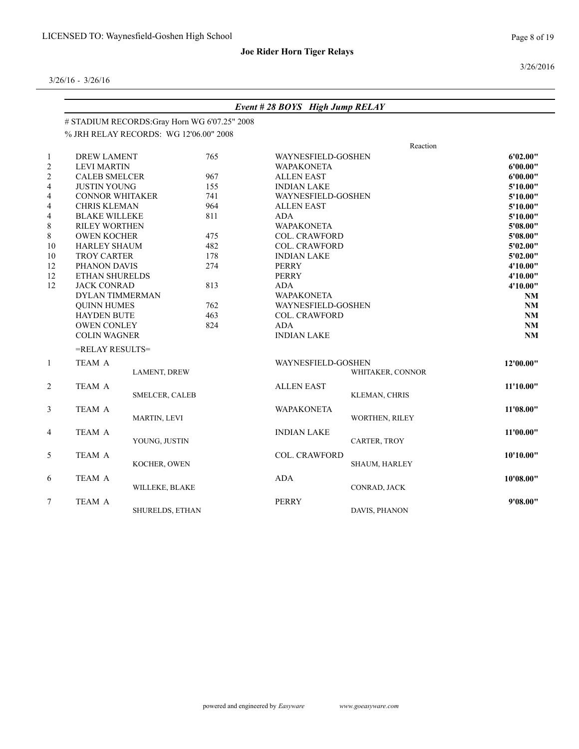LICENSED TO: Waynesfield-Goshen High School

**Joe Rider Horn Tiger Relays**

3/26/2016

3/26/16 - 3/26/16

## *Event # 28 BOYS High Jump RELAY*

# STADIUM RECORDS:Gray Horn WG 6'07.25" 2008

% JRH RELAY RECORDS: WG 12'06.00" 2008

| Place | Name | No. | School | Reaction | Mark |
|---|---|---|---|---|---|
| 1 | DREW LAMENT | 765 | WAYNESFIELD-GOSHEN | | **6'02.00"** |
| 2 | LEVI MARTIN | | WAPAKONETA | | **6'00.00"** |
| 2 | CALEB SMELCER | 967 | ALLEN EAST | | **6'00.00"** |
| 4 | JUSTIN YOUNG | 155 | INDIAN LAKE | | **5'10.00"** |
| 4 | CONNOR WHITAKER | 741 | WAYNESFIELD-GOSHEN | | **5'10.00"** |
| 4 | CHRIS KLEMAN | 964 | ALLEN EAST | | **5'10.00"** |
| 4 | BLAKE WILLEKE | 811 | ADA | | **5'10.00"** |
| 8 | RILEY WORTHEN | | WAPAKONETA | | **5'08.00"** |
| 8 | OWEN KOCHER | 475 | COL. CRAWFORD | | **5'08.00"** |
| 10 | HARLEY SHAUM | 482 | COL. CRAWFORD | | **5'02.00"** |
| 10 | TROY CARTER | 178 | INDIAN LAKE | | **5'02.00"** |
| 12 | PHANON DAVIS | 274 | PERRY | | **4'10.00"** |
| 12 | ETHAN SHURELDS | | PERRY | | **4'10.00"** |
| 12 | JACK CONRAD | 813 | ADA | | **4'10.00"** |
| | DYLAN TIMMERMAN | | WAPAKONETA | | **NM** |
| | QUINN HUMES | 762 | WAYNESFIELD-GOSHEN | | **NM** |
| | HAYDEN BUTE | 463 | COL. CRAWFORD | | **NM** |
| | OWEN CONLEY | 824 | ADA | | **NM** |
| | COLIN WAGNER | | INDIAN LAKE | | **NM** |

=RELAY RESULTS=

| Place | Team | Athlete | School | Athlete | Mark |
|---|---|---|---|---|---|
| 1 | TEAM A | LAMENT, DREW | WAYNESFIELD-GOSHEN | WHITAKER, CONNOR | **12'00.00"** |
| 2 | TEAM A | SMELCER, CALEB | ALLEN EAST | KLEMAN, CHRIS | **11'10.00"** |
| 3 | TEAM A | MARTIN, LEVI | WAPAKONETA | WORTHEN, RILEY | **11'08.00"** |
| 4 | TEAM A | YOUNG, JUSTIN | INDIAN LAKE | CARTER, TROY | **11'00.00"** |
| 5 | TEAM A | KOCHER, OWEN | COL. CRAWFORD | SHAUM, HARLEY | **10'10.00"** |
| 6 | TEAM A | WILLEKE, BLAKE | ADA | CONRAD, JACK | **10'08.00"** |
| 7 | TEAM A | SHURELDS, ETHAN | PERRY | DAVIS, PHANON | **9'08.00"** |

powered and engineered by *Easyware* www.goeasyware.com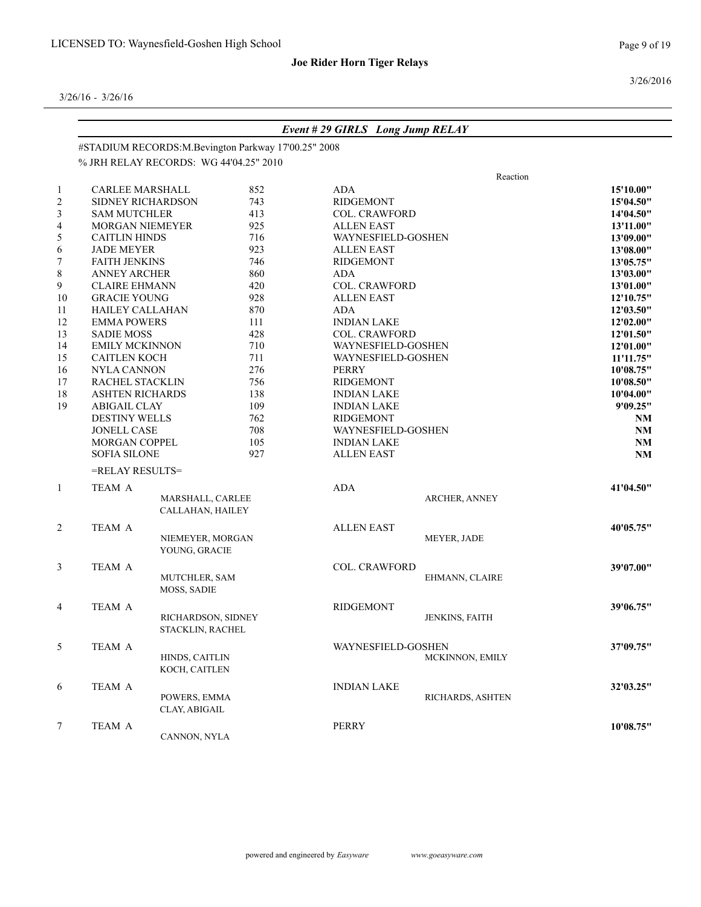LICENSED TO: Waynesfield-Goshen High School

**Joe Rider Horn Tiger Relays**

3/26/16 - 3/26/16

3/26/2016

## *Event # 29 GIRLS Long Jump RELAY*

#STADIUM RECORDS:M.Bevington Parkway 17'00.25" 2008

% JRH RELAY RECORDS: WG 44'04.25" 2010

| | Name | # | School | Reaction | Mark |
|---|---|---|---|---|---|
| 1 | CARLEE MARSHALL | 852 | ADA | | **15'10.00"** |
| 2 | SIDNEY RICHARDSON | 743 | RIDGEMONT | | **15'04.50"** |
| 3 | SAM MUTCHLER | 413 | COL. CRAWFORD | | **14'04.50"** |
| 4 | MORGAN NIEMEYER | 925 | ALLEN EAST | | **13'11.00"** |
| 5 | CAITLIN HINDS | 716 | WAYNESFIELD-GOSHEN | | **13'09.00"** |
| 6 | JADE MEYER | 923 | ALLEN EAST | | **13'08.00"** |
| 7 | FAITH JENKINS | 746 | RIDGEMONT | | **13'05.75"** |
| 8 | ANNEY ARCHER | 860 | ADA | | **13'03.00"** |
| 9 | CLAIRE EHMANN | 420 | COL. CRAWFORD | | **13'01.00"** |
| 10 | GRACIE YOUNG | 928 | ALLEN EAST | | **12'10.75"** |
| 11 | HAILEY CALLAHAN | 870 | ADA | | **12'03.50"** |
| 12 | EMMA POWERS | 111 | INDIAN LAKE | | **12'02.00"** |
| 13 | SADIE MOSS | 428 | COL. CRAWFORD | | **12'01.50"** |
| 14 | EMILY MCKINNON | 710 | WAYNESFIELD-GOSHEN | | **12'01.00"** |
| 15 | CAITLEN KOCH | 711 | WAYNESFIELD-GOSHEN | | **11'11.75"** |
| 16 | NYLA CANNON | 276 | PERRY | | **10'08.75"** |
| 17 | RACHEL STACKLIN | 756 | RIDGEMONT | | **10'08.50"** |
| 18 | ASHTEN RICHARDS | 138 | INDIAN LAKE | | **10'04.00"** |
| 19 | ABIGAIL CLAY | 109 | INDIAN LAKE | | **9'09.25"** |
| | DESTINY WELLS | 762 | RIDGEMONT | | **NM** |
| | JONELL CASE | 708 | WAYNESFIELD-GOSHEN | | **NM** |
| | MORGAN COPPEL | 105 | INDIAN LAKE | | **NM** |
| | SOFIA SILONE | 927 | ALLEN EAST | | **NM** |

=RELAY RESULTS=

| | Team | Athletes | School | Athletes | Mark |
|---|---|---|---|---|---|
| 1 | TEAM A | MARSHALL, CARLEE; CALLAHAN, HAILEY | ADA | ARCHER, ANNEY | **41'04.50"** |
| 2 | TEAM A | NIEMEYER, MORGAN; YOUNG, GRACIE | ALLEN EAST | MEYER, JADE | **40'05.75"** |
| 3 | TEAM A | MUTCHLER, SAM; MOSS, SADIE | COL. CRAWFORD | EHMANN, CLAIRE | **39'07.00"** |
| 4 | TEAM A | RICHARDSON, SIDNEY; STACKLIN, RACHEL | RIDGEMONT | JENKINS, FAITH | **39'06.75"** |
| 5 | TEAM A | HINDS, CAITLIN; KOCH, CAITLEN | WAYNESFIELD-GOSHEN | MCKINNON, EMILY | **37'09.75"** |
| 6 | TEAM A | POWERS, EMMA; CLAY, ABIGAIL | INDIAN LAKE | RICHARDS, ASHTEN | **32'03.25"** |
| 7 | TEAM A | CANNON, NYLA | PERRY | | **10'08.75"** |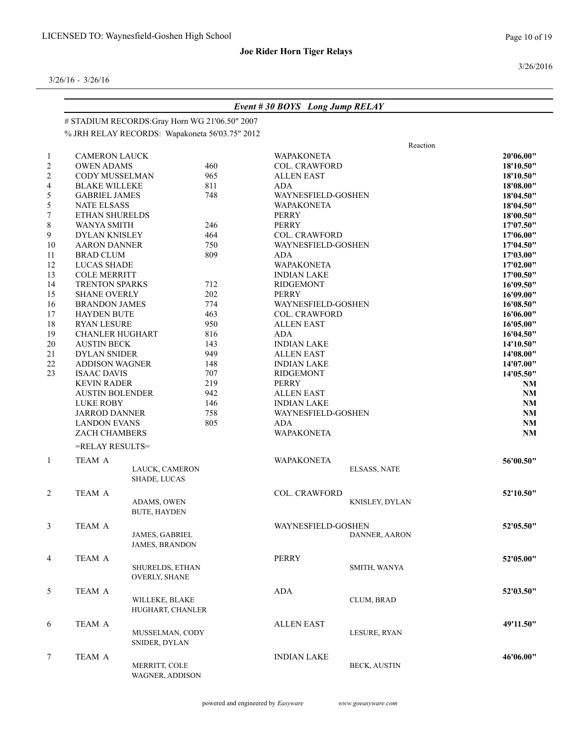LICENSED TO: Waynesfield-Goshen High School

**Joe Rider Horn Tiger Relays**

3/26/16 - 3/26/16

### *Event # 30 BOYS Long Jump RELAY*

# STADIUM RECORDS:Gray Horn WG 21'06.50" 2007

% JRH RELAY RECORDS: Wapakoneta 56'03.75" 2012

| Place | Name | No. | School | Reaction | Mark |
|---|---|---|---|---|---|
| 1 | CAMERON LAUCK | | WAPAKONETA | | **20'06.00"** |
| 2 | OWEN ADAMS | 460 | COL. CRAWFORD | | **18'10.50"** |
| 2 | CODY MUSSELMAN | 965 | ALLEN EAST | | **18'10.50"** |
| 4 | BLAKE WILLEKE | 811 | ADA | | **18'08.00"** |
| 5 | GABRIEL JAMES | 748 | WAYNESFIELD-GOSHEN | | **18'04.50"** |
| 5 | NATE ELSASS | | WAPAKONETA | | **18'04.50"** |
| 7 | ETHAN SHURELDS | | PERRY | | **18'00.50"** |
| 8 | WANYA SMITH | 246 | PERRY | | **17'07.50"** |
| 9 | DYLAN KNISLEY | 464 | COL. CRAWFORD | | **17'06.00"** |
| 10 | AARON DANNER | 750 | WAYNESFIELD-GOSHEN | | **17'04.50"** |
| 11 | BRAD CLUM | 809 | ADA | | **17'03.00"** |
| 12 | LUCAS SHADE | | WAPAKONETA | | **17'02.00"** |
| 13 | COLE MERRITT | | INDIAN LAKE | | **17'00.50"** |
| 14 | TRENTON SPARKS | 712 | RIDGEMONT | | **16'09.50"** |
| 15 | SHANE OVERLY | 202 | PERRY | | **16'09.00"** |
| 16 | BRANDON JAMES | 774 | WAYNESFIELD-GOSHEN | | **16'08.50"** |
| 17 | HAYDEN BUTE | 463 | COL. CRAWFORD | | **16'06.00"** |
| 18 | RYAN LESURE | 950 | ALLEN EAST | | **16'05.00"** |
| 19 | CHANLER HUGHART | 816 | ADA | | **16'04.50"** |
| 20 | AUSTIN BECK | 143 | INDIAN LAKE | | **14'10.50"** |
| 21 | DYLAN SNIDER | 949 | ALLEN EAST | | **14'08.00"** |
| 22 | ADDISON WAGNER | 148 | INDIAN LAKE | | **14'07.00"** |
| 23 | ISAAC DAVIS | 707 | RIDGEMONT | | **14'05.50"** |
| | KEVIN RADER | 219 | PERRY | | **NM** |
| | AUSTIN BOLENDER | 942 | ALLEN EAST | | **NM** |
| | LUKE ROBY | 146 | INDIAN LAKE | | **NM** |
| | JARROD DANNER | 758 | WAYNESFIELD-GOSHEN | | **NM** |
| | LANDON EVANS | 805 | ADA | | **NM** |
| | ZACH CHAMBERS | | WAPAKONETA | | **NM** |

=RELAY RESULTS=

| Place | Team | Members | School | Members | Mark |
|---|---|---|---|---|---|
| 1 | TEAM A | LAUCK, CAMERON; SHADE, LUCAS | WAPAKONETA | ELSASS, NATE | **56'00.50"** |
| 2 | TEAM A | ADAMS, OWEN; BUTE, HAYDEN | COL. CRAWFORD | KNISLEY, DYLAN | **52'10.50"** |
| 3 | TEAM A | JAMES, GABRIEL; JAMES, BRANDON | WAYNESFIELD-GOSHEN | DANNER, AARON | **52'05.50"** |
| 4 | TEAM A | SHURELDS, ETHAN; OVERLY, SHANE | PERRY | SMITH, WANYA | **52'05.00"** |
| 5 | TEAM A | WILLEKE, BLAKE; HUGHART, CHANLER | ADA | CLUM, BRAD | **52'03.50"** |
| 6 | TEAM A | MUSSELMAN, CODY; SNIDER, DYLAN | ALLEN EAST | LESURE, RYAN | **49'11.50"** |
| 7 | TEAM A | MERRITT, COLE; WAGNER, ADDISON | INDIAN LAKE | BECK, AUSTIN | **46'06.00"** |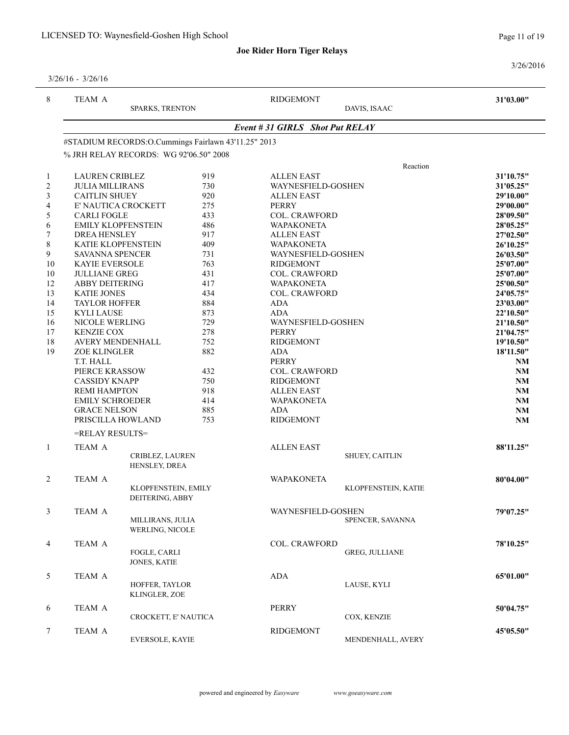LICENSED TO: Waynesfield-Goshen High School

**Joe Rider Horn Tiger Relays**

3/26/2016

3/26/16 - 3/26/16

| 8 | TEAM A | | RIDGEMONT | | **31'03.00"** |
|---|---|---|---|---|---|
| | | SPARKS, TRENTON | | DAVIS, ISAAC | |

### *Event # 31 GIRLS Shot Put RELAY*

#STADIUM RECORDS:O.Cummings Fairlawn 43'11.25" 2013

% JRH RELAY RECORDS: WG 92'06.50" 2008

| Place | Name | No. | School | Reaction | Mark |
|---|---|---|---|---|---|
| 1 | LAUREN CRIBLEZ | 919 | ALLEN EAST | | **31'10.75"** |
| 2 | JULIA MILLIRANS | 730 | WAYNESFIELD-GOSHEN | | **31'05.25"** |
| 3 | CAITLIN SHUEY | 920 | ALLEN EAST | | **29'10.00"** |
| 4 | E' NAUTICA CROCKETT | 275 | PERRY | | **29'00.00"** |
| 5 | CARLI FOGLE | 433 | COL. CRAWFORD | | **28'09.50"** |
| 6 | EMILY KLOPFENSTEIN | 486 | WAPAKONETA | | **28'05.25"** |
| 7 | DREA HENSLEY | 917 | ALLEN EAST | | **27'02.50"** |
| 8 | KATIE KLOPFENSTEIN | 409 | WAPAKONETA | | **26'10.25"** |
| 9 | SAVANNA SPENCER | 731 | WAYNESFIELD-GOSHEN | | **26'03.50"** |
| 10 | KAYIE EVERSOLE | 763 | RIDGEMONT | | **25'07.00"** |
| 10 | JULLIANE GREG | 431 | COL. CRAWFORD | | **25'07.00"** |
| 12 | ABBY DEITERING | 417 | WAPAKONETA | | **25'00.50"** |
| 13 | KATIE JONES | 434 | COL. CRAWFORD | | **24'05.75"** |
| 14 | TAYLOR HOFFER | 884 | ADA | | **23'03.00"** |
| 15 | KYLI LAUSE | 873 | ADA | | **22'10.50"** |
| 16 | NICOLE WERLING | 729 | WAYNESFIELD-GOSHEN | | **21'10.50"** |
| 17 | KENZIE COX | 278 | PERRY | | **21'04.75"** |
| 18 | AVERY MENDENHALL | 752 | RIDGEMONT | | **19'10.50"** |
| 19 | ZOE KLINGLER | 882 | ADA | | **18'11.50"** |
| | T.T. HALL | | PERRY | | **NM** |
| | PIERCE KRASSOW | 432 | COL. CRAWFORD | | **NM** |
| | CASSIDY KNAPP | 750 | RIDGEMONT | | **NM** |
| | REMI HAMPTON | 918 | ALLEN EAST | | **NM** |
| | EMILY SCHROEDER | 414 | WAPAKONETA | | **NM** |
| | GRACE NELSON | 885 | ADA | | **NM** |
| | PRISCILLA HOWLAND | 753 | RIDGEMONT | | **NM** |

=RELAY RESULTS=

| Place | Team | Athletes | School | Athletes | Mark |
|---|---|---|---|---|---|
| 1 | TEAM A | | ALLEN EAST | | **88'11.25"** |
| | | CRIBLEZ, LAUREN | | SHUEY, CAITLIN | |
| | | HENSLEY, DREA | | | |
| 2 | TEAM A | | WAPAKONETA | | **80'04.00"** |
| | | KLOPFENSTEIN, EMILY | | KLOPFENSTEIN, KATIE | |
| | | DEITERING, ABBY | | | |
| 3 | TEAM A | | WAYNESFIELD-GOSHEN | | **79'07.25"** |
| | | MILLIRANS, JULIA | | SPENCER, SAVANNA | |
| | | WERLING, NICOLE | | | |
| 4 | TEAM A | | COL. CRAWFORD | | **78'10.25"** |
| | | FOGLE, CARLI | | GREG, JULLIANE | |
| | | JONES, KATIE | | | |
| 5 | TEAM A | | ADA | | **65'01.00"** |
| | | HOFFER, TAYLOR | | LAUSE, KYLI | |
| | | KLINGLER, ZOE | | | |
| 6 | TEAM A | | PERRY | | **50'04.75"** |
| | | CROCKETT, E' NAUTICA | | COX, KENZIE | |
| 7 | TEAM A | | RIDGEMONT | | **45'05.50"** |
| | | EVERSOLE, KAYIE | | MENDENHALL, AVERY | |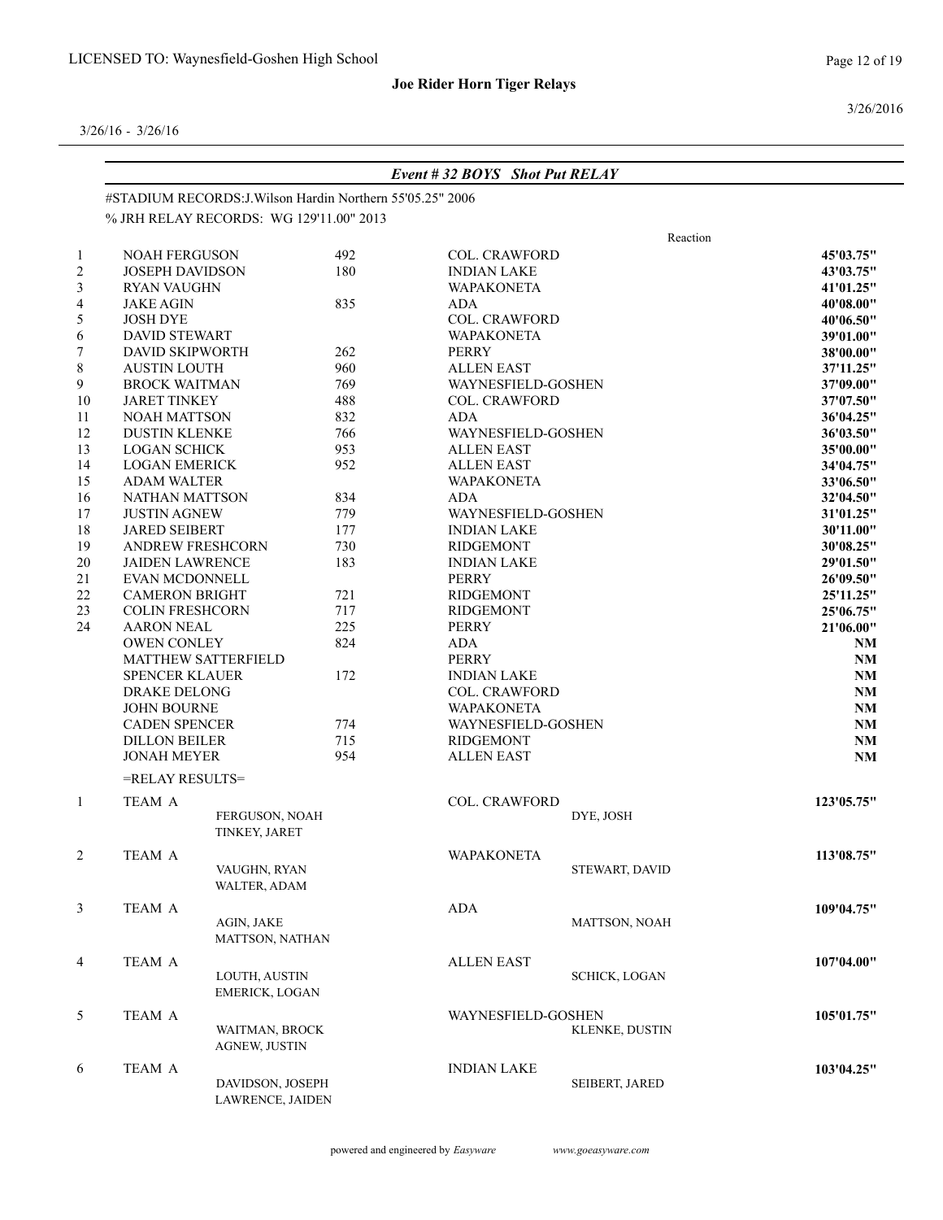LICENSED TO: Waynesfield-Goshen High School

**Joe Rider Horn Tiger Relays**

3/26/2016

3/26/16 - 3/26/16

## *Event # 32 BOYS Shot Put RELAY*

#STADIUM RECORDS:J.Wilson Hardin Northern 55'05.25" 2006

% JRH RELAY RECORDS: WG 129'11.00" 2013

| | Name | # | School | Reaction | Mark |
|---|---|---|---|---|---|
| 1 | NOAH FERGUSON | 492 | COL. CRAWFORD | | **45'03.75"** |
| 2 | JOSEPH DAVIDSON | 180 | INDIAN LAKE | | **43'03.75"** |
| 3 | RYAN VAUGHN | | WAPAKONETA | | **41'01.25"** |
| 4 | JAKE AGIN | 835 | ADA | | **40'08.00"** |
| 5 | JOSH DYE | | COL. CRAWFORD | | **40'06.50"** |
| 6 | DAVID STEWART | | WAPAKONETA | | **39'01.00"** |
| 7 | DAVID SKIPWORTH | 262 | PERRY | | **38'00.00"** |
| 8 | AUSTIN LOUTH | 960 | ALLEN EAST | | **37'11.25"** |
| 9 | BROCK WAITMAN | 769 | WAYNESFIELD-GOSHEN | | **37'09.00"** |
| 10 | JARET TINKEY | 488 | COL. CRAWFORD | | **37'07.50"** |
| 11 | NOAH MATTSON | 832 | ADA | | **36'04.25"** |
| 12 | DUSTIN KLENKE | 766 | WAYNESFIELD-GOSHEN | | **36'03.50"** |
| 13 | LOGAN SCHICK | 953 | ALLEN EAST | | **35'00.00"** |
| 14 | LOGAN EMERICK | 952 | ALLEN EAST | | **34'04.75"** |
| 15 | ADAM WALTER | | WAPAKONETA | | **33'06.50"** |
| 16 | NATHAN MATTSON | 834 | ADA | | **32'04.50"** |
| 17 | JUSTIN AGNEW | 779 | WAYNESFIELD-GOSHEN | | **31'01.25"** |
| 18 | JARED SEIBERT | 177 | INDIAN LAKE | | **30'11.00"** |
| 19 | ANDREW FRESHCORN | 730 | RIDGEMONT | | **30'08.25"** |
| 20 | JAIDEN LAWRENCE | 183 | INDIAN LAKE | | **29'01.50"** |
| 21 | EVAN MCDONNELL | | PERRY | | **26'09.50"** |
| 22 | CAMERON BRIGHT | 721 | RIDGEMONT | | **25'11.25"** |
| 23 | COLIN FRESHCORN | 717 | RIDGEMONT | | **25'06.75"** |
| 24 | AARON NEAL | 225 | PERRY | | **21'06.00"** |
| | OWEN CONLEY | 824 | ADA | | **NM** |
| | MATTHEW SATTERFIELD | | PERRY | | **NM** |
| | SPENCER KLAUER | 172 | INDIAN LAKE | | **NM** |
| | DRAKE DELONG | | COL. CRAWFORD | | **NM** |
| | JOHN BOURNE | | WAPAKONETA | | **NM** |
| | CADEN SPENCER | 774 | WAYNESFIELD-GOSHEN | | **NM** |
| | DILLON BEILER | 715 | RIDGEMONT | | **NM** |
| | JONAH MEYER | 954 | ALLEN EAST | | **NM** |

=RELAY RESULTS=

| | Team | School | Members | Mark |
|---|---|---|---|---|
| 1 | TEAM A | COL. CRAWFORD | FERGUSON, NOAH; DYE, JOSH; TINKEY, JARET | **123'05.75"** |
| 2 | TEAM A | WAPAKONETA | VAUGHN, RYAN; STEWART, DAVID; WALTER, ADAM | **113'08.75"** |
| 3 | TEAM A | ADA | AGIN, JAKE; MATTSON, NOAH; MATTSON, NATHAN | **109'04.75"** |
| 4 | TEAM A | ALLEN EAST | LOUTH, AUSTIN; SCHICK, LOGAN; EMERICK, LOGAN | **107'04.00"** |
| 5 | TEAM A | WAYNESFIELD-GOSHEN | WAITMAN, BROCK; KLENKE, DUSTIN; AGNEW, JUSTIN | **105'01.75"** |
| 6 | TEAM A | INDIAN LAKE | DAVIDSON, JOSEPH; SEIBERT, JARED; LAWRENCE, JAIDEN | **103'04.25"** |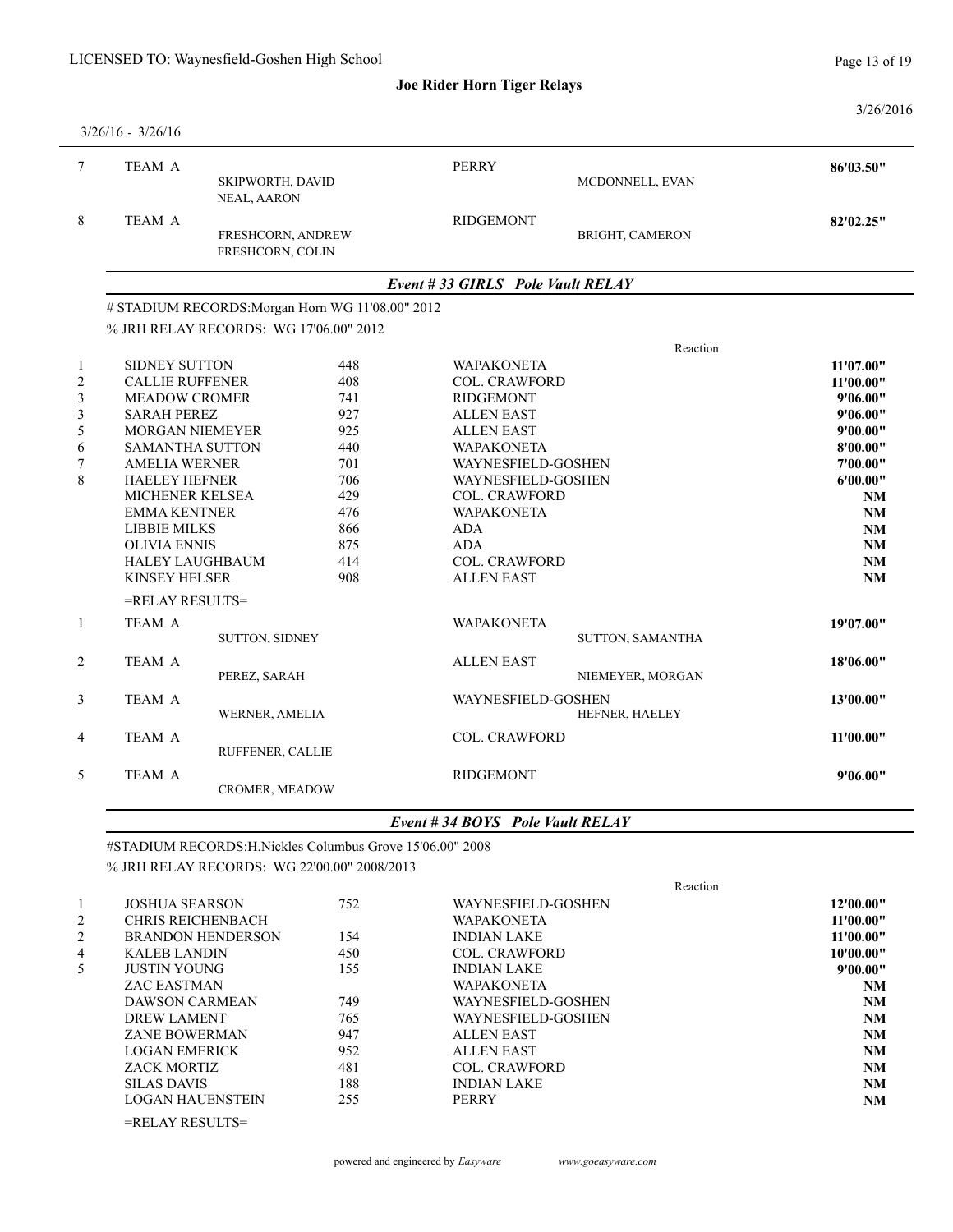LICENSED TO: Waynesfield-Goshen High School

**Joe Rider Horn Tiger Relays**

3/26/2016

3/26/16 - 3/26/16

| Place | Team | Athletes | School | Athletes | Mark |
|---|---|---|---|---|---|
| 7 | TEAM A | SKIPWORTH, DAVID; NEAL, AARON | PERRY | MCDONNELL, EVAN | 86'03.50" |
| 8 | TEAM A | FRESHCORN, ANDREW; FRESHCORN, COLIN | RIDGEMONT | BRIGHT, CAMERON | 82'02.25" |

## *Event # 33 GIRLS Pole Vault RELAY*

# STADIUM RECORDS:Morgan Horn WG 11'08.00" 2012

% JRH RELAY RECORDS: WG 17'06.00" 2012

| Place | Name | No. | School | Reaction | Mark |
|---|---|---|---|---|---|
| 1 | SIDNEY SUTTON | 448 | WAPAKONETA | | 11'07.00" |
| 2 | CALLIE RUFFENER | 408 | COL. CRAWFORD | | 11'00.00" |
| 3 | MEADOW CROMER | 741 | RIDGEMONT | | 9'06.00" |
| 3 | SARAH PEREZ | 927 | ALLEN EAST | | 9'06.00" |
| 5 | MORGAN NIEMEYER | 925 | ALLEN EAST | | 9'00.00" |
| 6 | SAMANTHA SUTTON | 440 | WAPAKONETA | | 8'00.00" |
| 7 | AMELIA WERNER | 701 | WAYNESFIELD-GOSHEN | | 7'00.00" |
| 8 | HAELEY HEFNER | 706 | WAYNESFIELD-GOSHEN | | 6'00.00" |
| | MICHENER KELSEA | 429 | COL. CRAWFORD | | NM |
| | EMMA KENTNER | 476 | WAPAKONETA | | NM |
| | LIBBIE MILKS | 866 | ADA | | NM |
| | OLIVIA ENNIS | 875 | ADA | | NM |
| | HALEY LAUGHBAUM | 414 | COL. CRAWFORD | | NM |
| | KINSEY HELSER | 908 | ALLEN EAST | | NM |

=RELAY RESULTS=

| Place | Team | Athlete | School | Athlete | Mark |
|---|---|---|---|---|---|
| 1 | TEAM A | SUTTON, SIDNEY | WAPAKONETA | SUTTON, SAMANTHA | 19'07.00" |
| 2 | TEAM A | PEREZ, SARAH | ALLEN EAST | NIEMEYER, MORGAN | 18'06.00" |
| 3 | TEAM A | WERNER, AMELIA | WAYNESFIELD-GOSHEN | HEFNER, HAELEY | 13'00.00" |
| 4 | TEAM A | RUFFENER, CALLIE | COL. CRAWFORD | | 11'00.00" |
| 5 | TEAM A | CROMER, MEADOW | RIDGEMONT | | 9'06.00" |

## *Event # 34 BOYS Pole Vault RELAY*

#STADIUM RECORDS:H.Nickles Columbus Grove 15'06.00" 2008

% JRH RELAY RECORDS: WG 22'00.00" 2008/2013

| Place | Name | No. | School | Reaction | Mark |
|---|---|---|---|---|---|
| 1 | JOSHUA SEARSON | 752 | WAYNESFIELD-GOSHEN | | 12'00.00" |
| 2 | CHRIS REICHENBACH | | WAPAKONETA | | 11'00.00" |
| 2 | BRANDON HENDERSON | 154 | INDIAN LAKE | | 11'00.00" |
| 4 | KALEB LANDIN | 450 | COL. CRAWFORD | | 10'00.00" |
| 5 | JUSTIN YOUNG | 155 | INDIAN LAKE | | 9'00.00" |
| | ZAC EASTMAN | | WAPAKONETA | | NM |
| | DAWSON CARMEAN | 749 | WAYNESFIELD-GOSHEN | | NM |
| | DREW LAMENT | 765 | WAYNESFIELD-GOSHEN | | NM |
| | ZANE BOWERMAN | 947 | ALLEN EAST | | NM |
| | LOGAN EMERICK | 952 | ALLEN EAST | | NM |
| | ZACK MORTIZ | 481 | COL. CRAWFORD | | NM |
| | SILAS DAVIS | 188 | INDIAN LAKE | | NM |
| | LOGAN HAUENSTEIN | 255 | PERRY | | NM |

=RELAY RESULTS=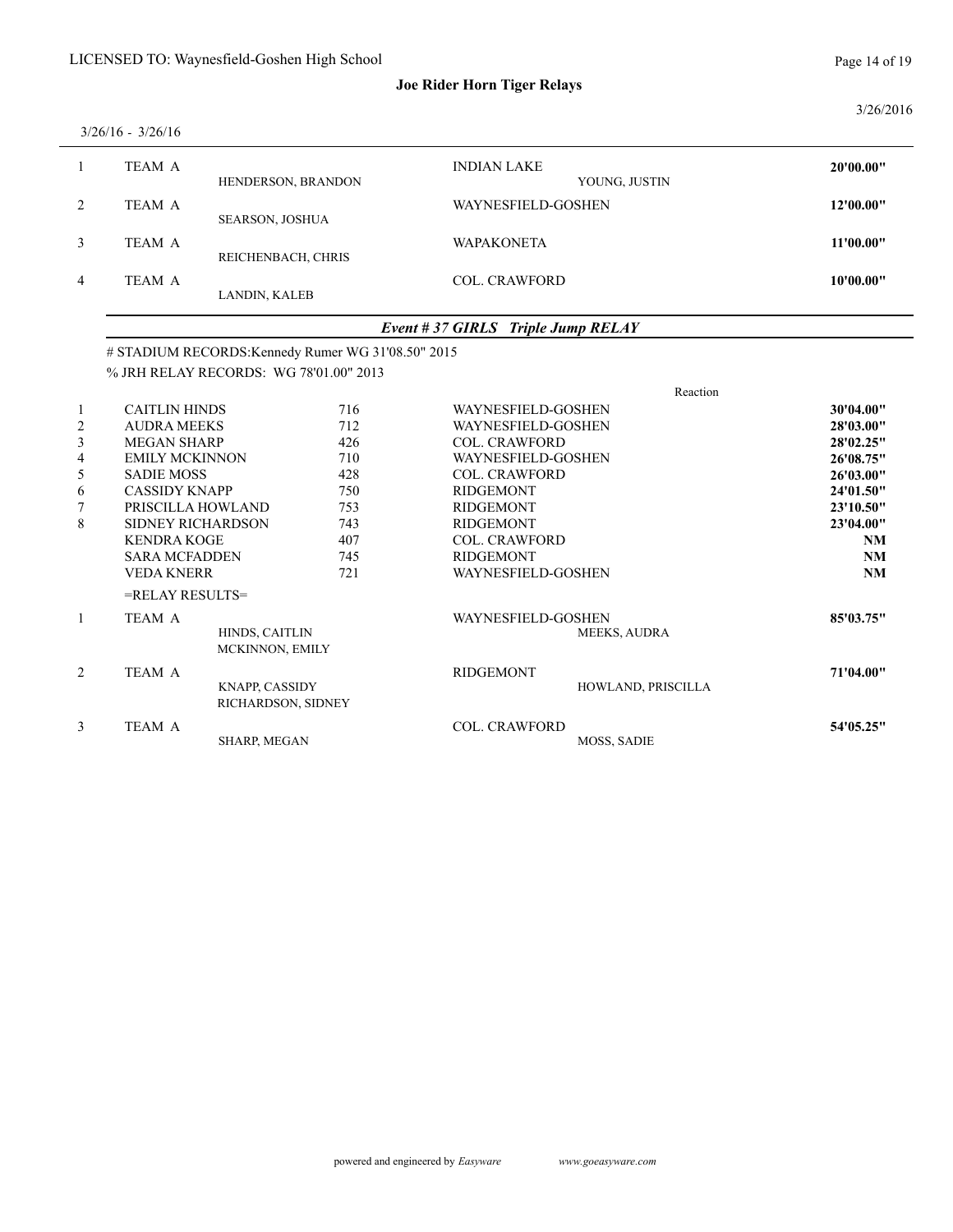LICENSED TO: Waynesfield-Goshen High School

**Joe Rider Horn Tiger Relays**

3/26/2016

3/26/16 - 3/26/16

| Place | Team | Athletes | School | Athletes | Mark |
|---|---|---|---|---|---|
| 1 | TEAM A | HENDERSON, BRANDON | INDIAN LAKE | YOUNG, JUSTIN | **20'00.00"** |
| 2 | TEAM A | SEARSON, JOSHUA | WAYNESFIELD-GOSHEN | | **12'00.00"** |
| 3 | TEAM A | REICHENBACH, CHRIS | WAPAKONETA | | **11'00.00"** |
| 4 | TEAM A | LANDIN, KALEB | COL. CRAWFORD | | **10'00.00"** |

### *Event # 37 GIRLS Triple Jump RELAY*

# STADIUM RECORDS:Kennedy Rumer WG 31'08.50" 2015

% JRH RELAY RECORDS: WG 78'01.00" 2013

| Place | Name | No. | School | Reaction | Mark |
|---|---|---|---|---|---|
| 1 | CAITLIN HINDS | 716 | WAYNESFIELD-GOSHEN | | **30'04.00"** |
| 2 | AUDRA MEEKS | 712 | WAYNESFIELD-GOSHEN | | **28'03.00"** |
| 3 | MEGAN SHARP | 426 | COL. CRAWFORD | | **28'02.25"** |
| 4 | EMILY MCKINNON | 710 | WAYNESFIELD-GOSHEN | | **26'08.75"** |
| 5 | SADIE MOSS | 428 | COL. CRAWFORD | | **26'03.00"** |
| 6 | CASSIDY KNAPP | 750 | RIDGEMONT | | **24'01.50"** |
| 7 | PRISCILLA HOWLAND | 753 | RIDGEMONT | | **23'10.50"** |
| 8 | SIDNEY RICHARDSON | 743 | RIDGEMONT | | **23'04.00"** |
| | KENDRA KOGE | 407 | COL. CRAWFORD | | **NM** |
| | SARA MCFADDEN | 745 | RIDGEMONT | | **NM** |
| | VEDA KNERR | 721 | WAYNESFIELD-GOSHEN | | **NM** |

=RELAY RESULTS=

| Place | Team | Athletes | School | Athletes | Mark |
|---|---|---|---|---|---|
| 1 | TEAM A | HINDS, CAITLIN; MCKINNON, EMILY | WAYNESFIELD-GOSHEN | MEEKS, AUDRA | **85'03.75"** |
| 2 | TEAM A | KNAPP, CASSIDY; RICHARDSON, SIDNEY | RIDGEMONT | HOWLAND, PRISCILLA | **71'04.00"** |
| 3 | TEAM A | SHARP, MEGAN | COL. CRAWFORD | MOSS, SADIE | **54'05.25"** |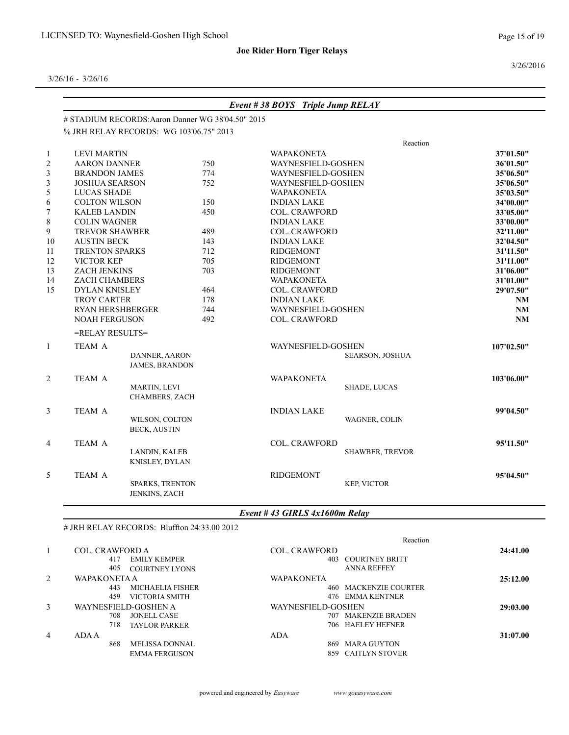LICENSED TO: Waynesfield-Goshen High School

**Joe Rider Horn Tiger Relays**

3/26/16 - 3/26/16

### *Event # 38 BOYS Triple Jump RELAY*

# STADIUM RECORDS:Aaron Danner WG 38'04.50" 2015

% JRH RELAY RECORDS: WG 103'06.75" 2013

| Place | Name | No. | Team | Reaction | Mark |
|---|---|---|---|---|---|
| 1 | LEVI MARTIN | | WAPAKONETA | | **37'01.50"** |
| 2 | AARON DANNER | 750 | WAYNESFIELD-GOSHEN | | **36'01.50"** |
| 3 | BRANDON JAMES | 774 | WAYNESFIELD-GOSHEN | | **35'06.50"** |
| 3 | JOSHUA SEARSON | 752 | WAYNESFIELD-GOSHEN | | **35'06.50"** |
| 5 | LUCAS SHADE | | WAPAKONETA | | **35'03.50"** |
| 6 | COLTON WILSON | 150 | INDIAN LAKE | | **34'00.00"** |
| 7 | KALEB LANDIN | 450 | COL. CRAWFORD | | **33'05.00"** |
| 8 | COLIN WAGNER | | INDIAN LAKE | | **33'00.00"** |
| 9 | TREVOR SHAWBER | 489 | COL. CRAWFORD | | **32'11.00"** |
| 10 | AUSTIN BECK | 143 | INDIAN LAKE | | **32'04.50"** |
| 11 | TRENTON SPARKS | 712 | RIDGEMONT | | **31'11.50"** |
| 12 | VICTOR KEP | 705 | RIDGEMONT | | **31'11.00"** |
| 13 | ZACH JENKINS | 703 | RIDGEMONT | | **31'06.00"** |
| 14 | ZACH CHAMBERS | | WAPAKONETA | | **31'01.00"** |
| 15 | DYLAN KNISLEY | 464 | COL. CRAWFORD | | **29'07.50"** |
| | TROY CARTER | 178 | INDIAN LAKE | | **NM** |
| | RYAN HERSHBERGER | 744 | WAYNESFIELD-GOSHEN | | **NM** |
| | NOAH FERGUSON | 492 | COL. CRAWFORD | | **NM** |

=RELAY RESULTS=

| Place | Team | Members | School | Members | Mark |
|---|---|---|---|---|---|
| 1 | TEAM A | DANNER, AARON<br>JAMES, BRANDON | WAYNESFIELD-GOSHEN | SEARSON, JOSHUA | **107'02.50"** |
| 2 | TEAM A | MARTIN, LEVI<br>CHAMBERS, ZACH | WAPAKONETA | SHADE, LUCAS | **103'06.00"** |
| 3 | TEAM A | WILSON, COLTON<br>BECK, AUSTIN | INDIAN LAKE | WAGNER, COLIN | **99'04.50"** |
| 4 | TEAM A | LANDIN, KALEB<br>KNISLEY, DYLAN | COL. CRAWFORD | SHAWBER, TREVOR | **95'11.50"** |
| 5 | TEAM A | SPARKS, TRENTON<br>JENKINS, ZACH | RIDGEMONT | KEP, VICTOR | **95'04.50"** |

### *Event # 43 GIRLS 4x1600m Relay*

# JRH RELAY RECORDS: Bluffton 24:33.00 2012

| Place | Team | Members | School | Members | Reaction | Time |
|---|---|---|---|---|---|---|
| 1 | COL. CRAWFORD A | 417 EMILY KEMPER<br>405 COURTNEY LYONS | COL. CRAWFORD | 403 COURTNEY BRITT<br>ANNA REFFEY | | **24:41.00** |
| 2 | WAPAKONETA A | 443 MICHAELIA FISHER<br>459 VICTORIA SMITH | WAPAKONETA | 460 MACKENZIE COURTER<br>476 EMMA KENTNER | | **25:12.00** |
| 3 | WAYNESFIELD-GOSHEN A | 708 JONELL CASE<br>718 TAYLOR PARKER | WAYNESFIELD-GOSHEN | 707 MAKENZIE BRADEN<br>706 HAELEY HEFNER | | **29:03.00** |
| 4 | ADA A | 868 MELISSA DONNAL<br>EMMA FERGUSON | ADA | 869 MARA GUYTON<br>859 CAITLYN STOVER | | **31:07.00** |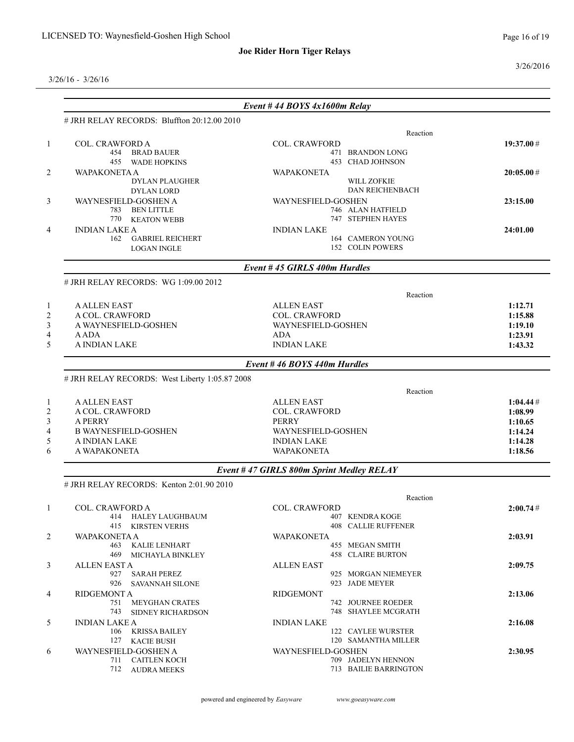LICENSED TO: Waynesfield-Goshen High School

**Joe Rider Horn Tiger Relays**

3/26/2016

3/26/16 - 3/26/16

### *Event # 44 BOYS 4x1600m Relay*

# JRH RELAY RECORDS: Bluffton 20:12.00 2010

| | Team | Relay | Reaction | Time |
|---|---|---|---|---|
| 1 | COL. CRAWFORD A<br>454 BRAD BAUER<br>455 WADE HOPKINS | COL. CRAWFORD<br>471 BRANDON LONG<br>453 CHAD JOHNSON | | 19:37.00 # |
| 2 | WAPAKONETA A<br>DYLAN PLAUGHER<br>DYLAN LORD | WAPAKONETA<br>WILL ZOFKIE<br>DAN REICHENBACH | | 20:05.00 # |
| 3 | WAYNESFIELD-GOSHEN A<br>783 BEN LITTLE<br>770 KEATON WEBB | WAYNESFIELD-GOSHEN<br>746 ALAN HATFIELD<br>747 STEPHEN HAYES | | 23:15.00 |
| 4 | INDIAN LAKE A<br>162 GABRIEL REICHERT<br>LOGAN INGLE | INDIAN LAKE<br>164 CAMERON YOUNG<br>152 COLIN POWERS | | 24:01.00 |

### *Event # 45 GIRLS 400m Hurdles*

# JRH RELAY RECORDS: WG 1:09.00 2012

| | Team | Relay | Reaction | Time |
|---|---|---|---|---|
| 1 | A ALLEN EAST | ALLEN EAST | | 1:12.71 |
| 2 | A COL. CRAWFORD | COL. CRAWFORD | | 1:15.88 |
| 3 | A WAYNESFIELD-GOSHEN | WAYNESFIELD-GOSHEN | | 1:19.10 |
| 4 | A ADA | ADA | | 1:23.91 |
| 5 | A INDIAN LAKE | INDIAN LAKE | | 1:43.32 |

### *Event # 46 BOYS 440m Hurdles*

# JRH RELAY RECORDS: West Liberty 1:05.87 2008

| | Team | Relay | Reaction | Time |
|---|---|---|---|---|
| 1 | A ALLEN EAST | ALLEN EAST | | 1:04.44 # |
| 2 | A COL. CRAWFORD | COL. CRAWFORD | | 1:08.99 |
| 3 | A PERRY | PERRY | | 1:10.65 |
| 4 | B WAYNESFIELD-GOSHEN | WAYNESFIELD-GOSHEN | | 1:14.24 |
| 5 | A INDIAN LAKE | INDIAN LAKE | | 1:14.28 |
| 6 | A WAPAKONETA | WAPAKONETA | | 1:18.56 |

### *Event # 47 GIRLS 800m Sprint Medley RELAY*

# JRH RELAY RECORDS: Kenton 2:01.90 2010

| | Team | Relay | Reaction | Time |
|---|---|---|---|---|
| 1 | COL. CRAWFORD A<br>414 HALEY LAUGHBAUM<br>415 KIRSTEN VERHS | COL. CRAWFORD<br>407 KENDRA KOGE<br>408 CALLIE RUFFENER | | 2:00.74 # |
| 2 | WAPAKONETA A<br>463 KALIE LENHART<br>469 MICHAYLA BINKLEY | WAPAKONETA<br>455 MEGAN SMITH<br>458 CLAIRE BURTON | | 2:03.91 |
| 3 | ALLEN EAST A<br>927 SARAH PEREZ<br>926 SAVANNAH SILONE | ALLEN EAST<br>925 MORGAN NIEMEYER<br>923 JADE MEYER | | 2:09.75 |
| 4 | RIDGEMONT A<br>751 MEYGHAN CRATES<br>743 SIDNEY RICHARDSON | RIDGEMONT<br>742 JOURNEE ROEDER<br>748 SHAYLEE MCGRATH | | 2:13.06 |
| 5 | INDIAN LAKE A<br>106 KRISSA BAILEY<br>127 KACIE BUSH | INDIAN LAKE<br>122 CAYLEE WURSTER<br>120 SAMANTHA MILLER | | 2:16.08 |
| 6 | WAYNESFIELD-GOSHEN A<br>711 CAITLEN KOCH<br>712 AUDRA MEEKS | WAYNESFIELD-GOSHEN<br>709 JADELYN HENNON<br>713 BAILIE BARRINGTON | | 2:30.95 |

powered and engineered by *Easyware* www.goeasyware.com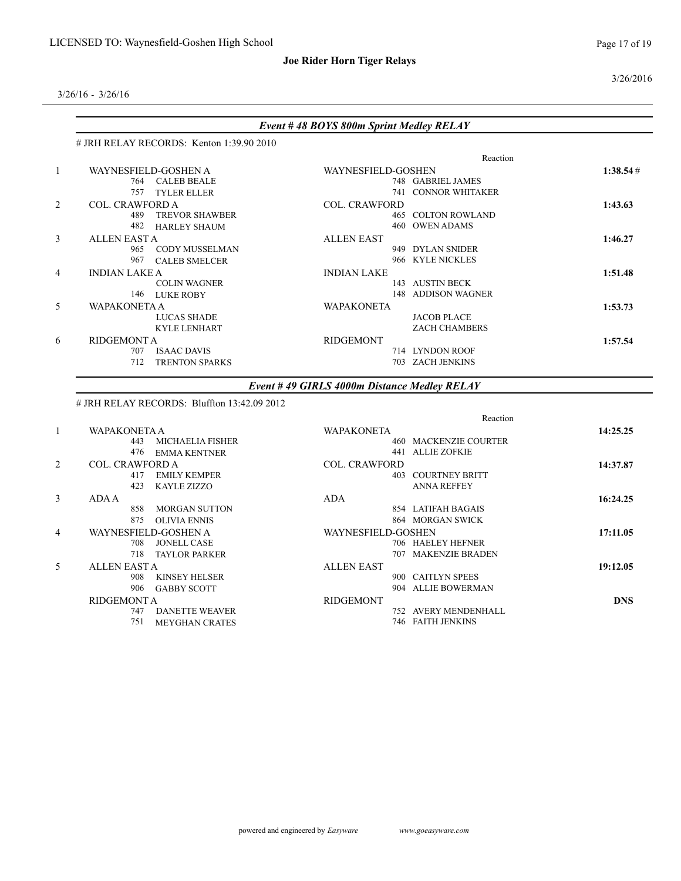LICENSED TO: Waynesfield-Goshen High School

**Joe Rider Horn Tiger Relays**

3/26/16 - 3/26/16

3/26/2016

### Event # 48 BOYS 800m Sprint Medley RELAY

# JRH RELAY RECORDS: Kenton 1:39.90 2010

| Place | Team | Team | Time |
|---|---|---|---|
| | | Reaction | |
| 1 | WAYNESFIELD-GOSHEN A | WAYNESFIELD-GOSHEN | 1:38.54 # |
| | 764 CALEB BEALE | 748 GABRIEL JAMES | |
| | 757 TYLER ELLER | 741 CONNOR WHITAKER | |
| 2 | COL. CRAWFORD A | COL. CRAWFORD | 1:43.63 |
| | 489 TREVOR SHAWBER | 465 COLTON ROWLAND | |
| | 482 HARLEY SHAUM | 460 OWEN ADAMS | |
| 3 | ALLEN EAST A | ALLEN EAST | 1:46.27 |
| | 965 CODY MUSSELMAN | 949 DYLAN SNIDER | |
| | 967 CALEB SMELCER | 966 KYLE NICKLES | |
| 4 | INDIAN LAKE A | INDIAN LAKE | 1:51.48 |
| | COLIN WAGNER | 143 AUSTIN BECK | |
| | 146 LUKE ROBY | 148 ADDISON WAGNER | |
| 5 | WAPAKONETA A | WAPAKONETA | 1:53.73 |
| | LUCAS SHADE | JACOB PLACE | |
| | KYLE LENHART | ZACH CHAMBERS | |
| 6 | RIDGEMONT A | RIDGEMONT | 1:57.54 |
| | 707 ISAAC DAVIS | 714 LYNDON ROOF | |
| | 712 TRENTON SPARKS | 703 ZACH JENKINS | |

### Event # 49 GIRLS 4000m Distance Medley RELAY

# JRH RELAY RECORDS: Bluffton 13:42.09 2012

| Place | Team | Team | Time |
|---|---|---|---|
| | | Reaction | |
| 1 | WAPAKONETA A | WAPAKONETA | 14:25.25 |
| | 443 MICHAELIA FISHER | 460 MACKENZIE COURTER | |
| | 476 EMMA KENTNER | 441 ALLIE ZOFKIE | |
| 2 | COL. CRAWFORD A | COL. CRAWFORD | 14:37.87 |
| | 417 EMILY KEMPER | 403 COURTNEY BRITT | |
| | 423 KAYLE ZIZZO | ANNA REFFEY | |
| 3 | ADA A | ADA | 16:24.25 |
| | 858 MORGAN SUTTON | 854 LATIFAH BAGAIS | |
| | 875 OLIVIA ENNIS | 864 MORGAN SWICK | |
| 4 | WAYNESFIELD-GOSHEN A | WAYNESFIELD-GOSHEN | 17:11.05 |
| | 708 JONELL CASE | 706 HAELEY HEFNER | |
| | 718 TAYLOR PARKER | 707 MAKENZIE BRADEN | |
| 5 | ALLEN EAST A | ALLEN EAST | 19:12.05 |
| | 908 KINSEY HELSER | 900 CAITLYN SPEES | |
| | 906 GABBY SCOTT | 904 ALLIE BOWERMAN | |
| | RIDGEMONT A | RIDGEMONT | DNS |
| | 747 DANETTE WEAVER | 752 AVERY MENDENHALL | |
| | 751 MEYGHAN CRATES | 746 FAITH JENKINS | |

powered and engineered by *Easyware* www.goeasyware.com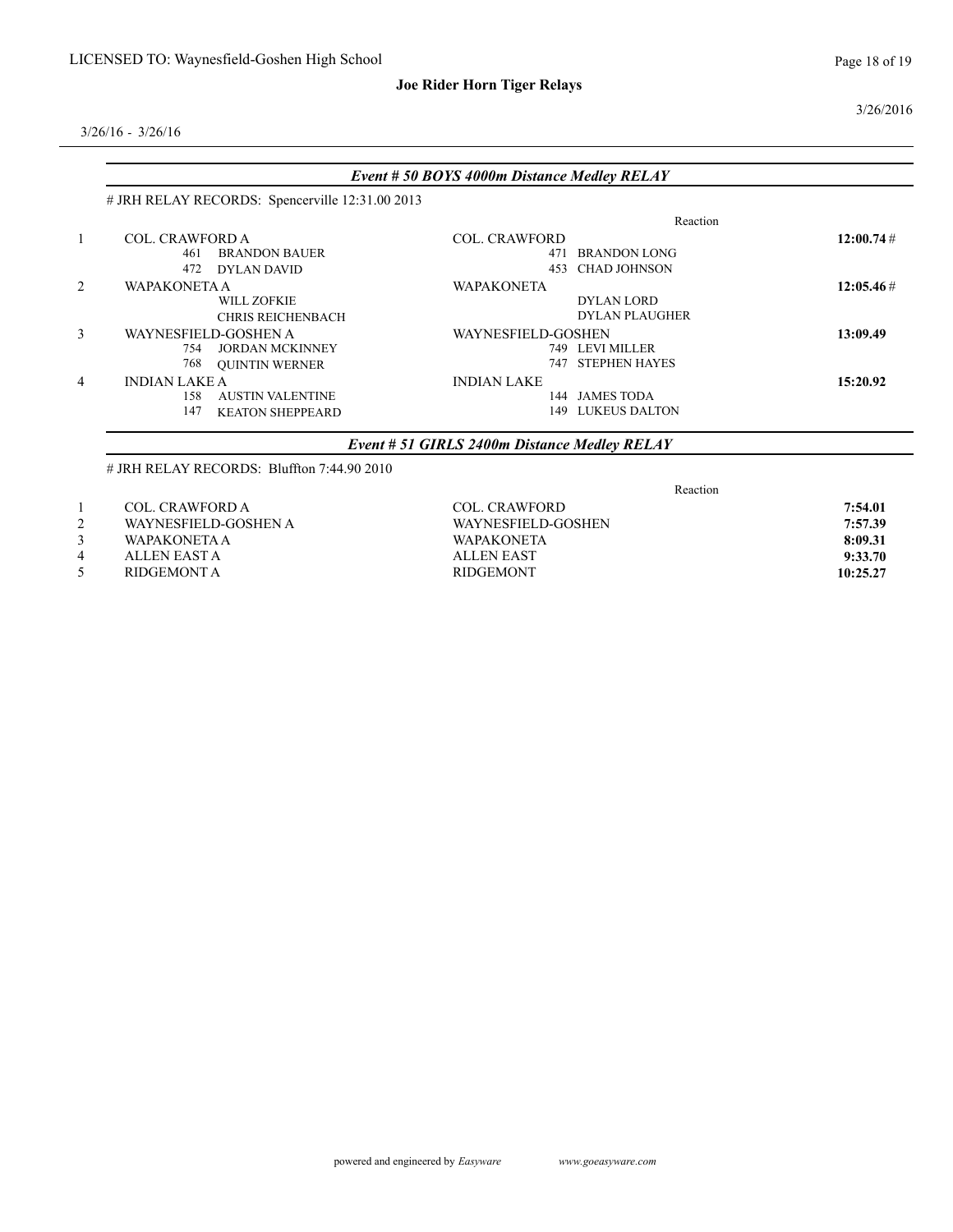3/26/16 - 3/26/16

3/26/2016

## *Event # 50 BOYS 4000m Distance Medley RELAY*

# JRH RELAY RECORDS: Spencerville 12:31.00 2013

| Place | Team | Team | Reaction | Time |
|---|---|---|---|---|
| 1 | COL. CRAWFORD A | COL. CRAWFORD | | **12:00.74** # |
| | 461 BRANDON BAUER | 471 BRANDON LONG | | |
| | 472 DYLAN DAVID | 453 CHAD JOHNSON | | |
| 2 | WAPAKONETA A | WAPAKONETA | | **12:05.46** # |
| | WILL ZOFKIE | DYLAN LORD | | |
| | CHRIS REICHENBACH | DYLAN PLAUGHER | | |
| 3 | WAYNESFIELD-GOSHEN A | WAYNESFIELD-GOSHEN | | **13:09.49** |
| | 754 JORDAN MCKINNEY | 749 LEVI MILLER | | |
| | 768 QUINTIN WERNER | 747 STEPHEN HAYES | | |
| 4 | INDIAN LAKE A | INDIAN LAKE | | **15:20.92** |
| | 158 AUSTIN VALENTINE | 144 JAMES TODA | | |
| | 147 KEATON SHEPPEARD | 149 LUKEUS DALTON | | |

## *Event # 51 GIRLS 2400m Distance Medley RELAY*

# JRH RELAY RECORDS: Bluffton 7:44.90 2010

| Place | Team | Team | Reaction | Time |
|---|---|---|---|---|
| 1 | COL. CRAWFORD A | COL. CRAWFORD | | **7:54.01** |
| 2 | WAYNESFIELD-GOSHEN A | WAYNESFIELD-GOSHEN | | **7:57.39** |
| 3 | WAPAKONETA A | WAPAKONETA | | **8:09.31** |
| 4 | ALLEN EAST A | ALLEN EAST | | **9:33.70** |
| 5 | RIDGEMONT A | RIDGEMONT | | **10:25.27** |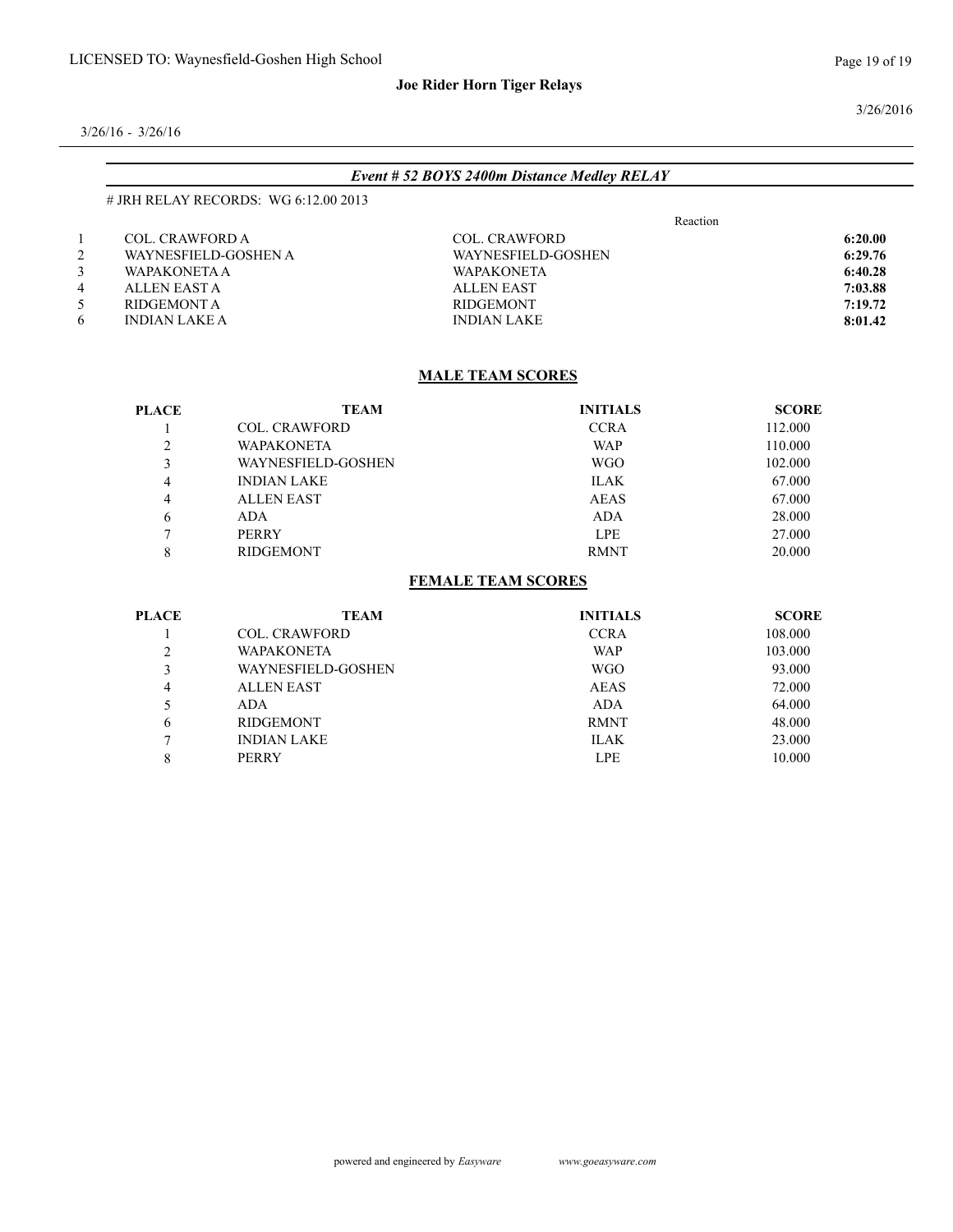### *Event # 52 BOYS 2400m Distance Medley RELAY*

# JRH RELAY RECORDS: WG 6:12.00 2013

| | | | Reaction | |
|---|---|---|---|---|
| 1 | COL. CRAWFORD A | COL. CRAWFORD | | **6:20.00** |
| 2 | WAYNESFIELD-GOSHEN A | WAYNESFIELD-GOSHEN | | **6:29.76** |
| 3 | WAPAKONETA A | WAPAKONETA | | **6:40.28** |
| 4 | ALLEN EAST A | ALLEN EAST | | **7:03.88** |
| 5 | RIDGEMONT A | RIDGEMONT | | **7:19.72** |
| 6 | INDIAN LAKE A | INDIAN LAKE | | **8:01.42** |

## MALE TEAM SCORES

| PLACE | TEAM | INITIALS | SCORE |
|---|---|---|---|
| 1 | COL. CRAWFORD | CCRA | 112.000 |
| 2 | WAPAKONETA | WAP | 110.000 |
| 3 | WAYNESFIELD-GOSHEN | WGO | 102.000 |
| 4 | INDIAN LAKE | ILAK | 67.000 |
| 4 | ALLEN EAST | AEAS | 67.000 |
| 6 | ADA | ADA | 28.000 |
| 7 | PERRY | LPE | 27.000 |
| 8 | RIDGEMONT | RMNT | 20.000 |

## FEMALE TEAM SCORES

| PLACE | TEAM | INITIALS | SCORE |
|---|---|---|---|
| 1 | COL. CRAWFORD | CCRA | 108.000 |
| 2 | WAPAKONETA | WAP | 103.000 |
| 3 | WAYNESFIELD-GOSHEN | WGO | 93.000 |
| 4 | ALLEN EAST | AEAS | 72.000 |
| 5 | ADA | ADA | 64.000 |
| 6 | RIDGEMONT | RMNT | 48.000 |
| 7 | INDIAN LAKE | ILAK | 23.000 |
| 8 | PERRY | LPE | 10.000 |